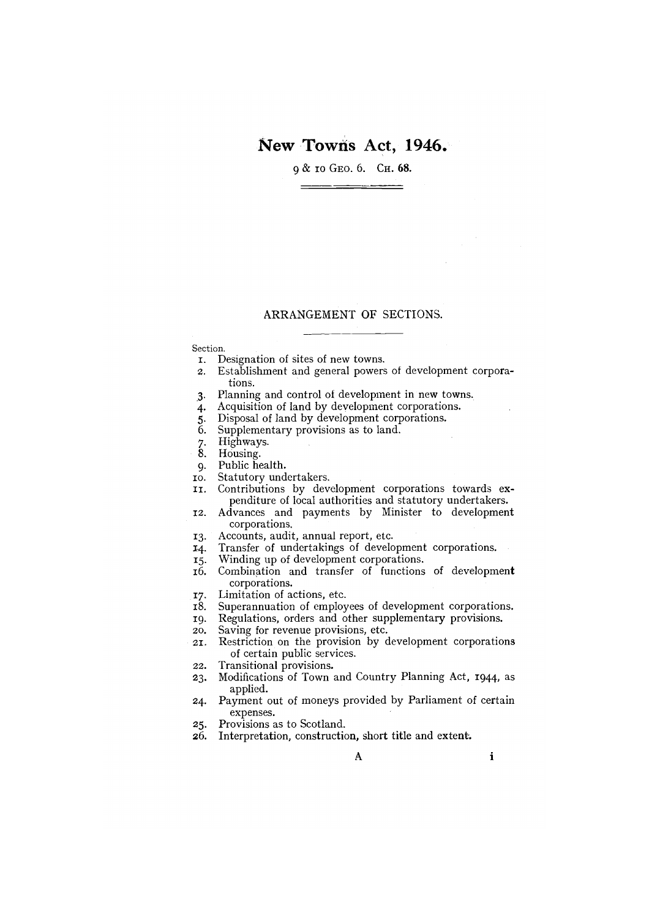# New Towns Act, 1946.

9 & 10 GEO. 6. CH. 68.

## ARRANGEMENT OF SECTIONS.

Section.

1. Designation of sites of new towns.
2. Establishment and general powers of development corporations.
3. Planning and control of development in new towns.
4. Acquisition of land by development corporations.
5. Disposal of land by development corporations.
6. Supplementary provisions as to land.
7. Highways.
8. Housing.
9. Public health.
10. Statutory undertakers.
11. Contributions by development corporations towards expenditure of local authorities and statutory undertakers.
12. Advances and payments by Minister to development corporations.
13. Accounts, audit, annual report, etc.
14. Transfer of undertakings of development corporations.
15. Winding up of development corporations.
16. Combination and transfer of functions of development corporations.
17. Limitation of actions, etc.
18. Superannuation of employees of development corporations.
19. Regulations, orders and other supplementary provisions.
20. Saving for revenue provisions, etc.
21. Restriction on the provision by development corporations of certain public services.
22. Transitional provisions.
23. Modifications of Town and Country Planning Act, 1944, as applied.
24. Payment out of moneys provided by Parliament of certain expenses.
25. Provisions as to Scotland.
26. Interpretation, construction, short title and extent.

A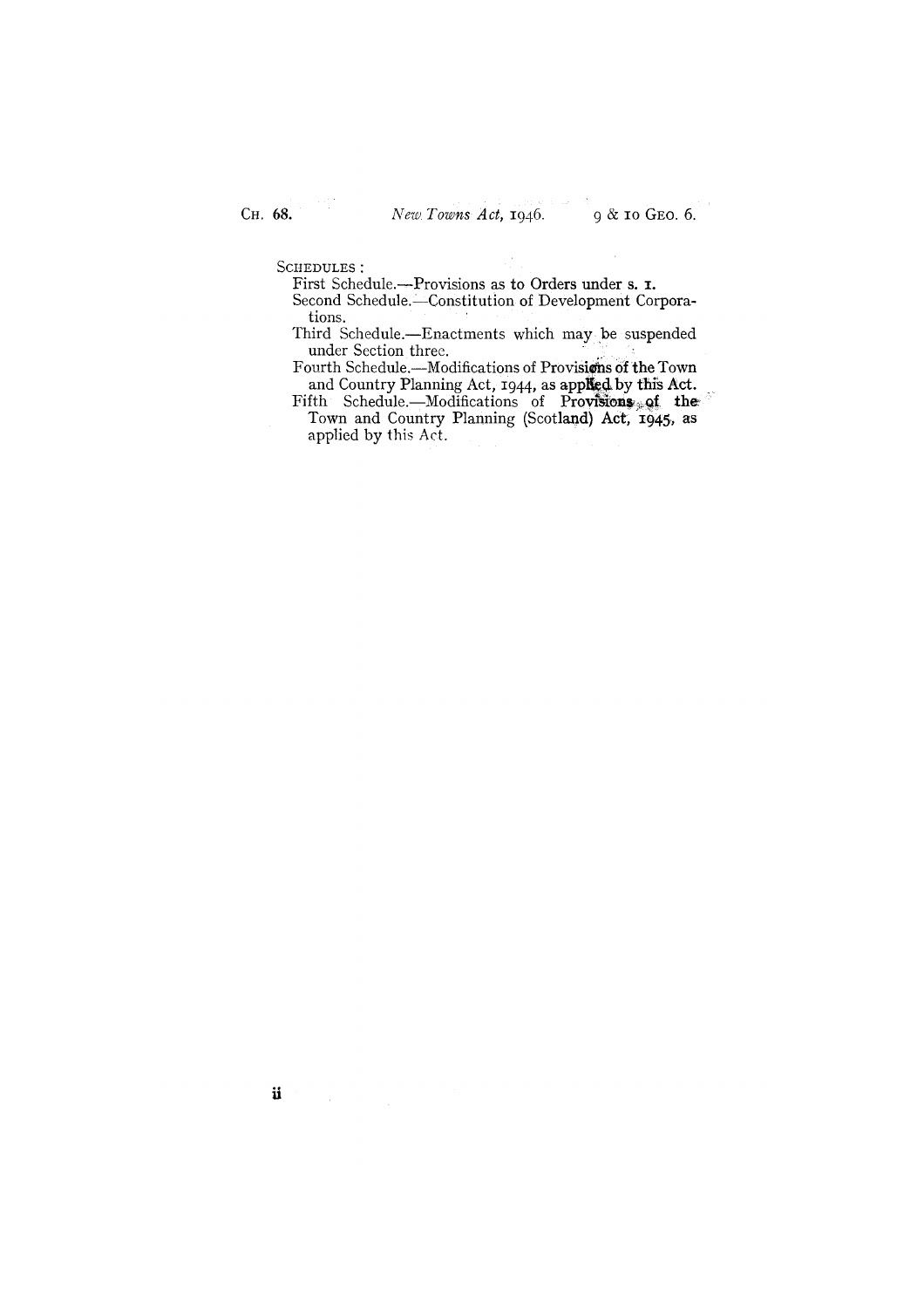SCHEDULES:

First Schedule.—Provisions as to Orders under s. 1.

Second Schedule.—Constitution of Development Corporations.

Third Schedule.—Enactments which may be suspended under Section three.

Fourth Schedule.—Modifications of Provisions of the Town and Country Planning Act, 1944, as applied by this Act.

Fifth Schedule.—Modifications of Provisions of the Town and Country Planning (Scotland) Act, 1945, as applied by this Act.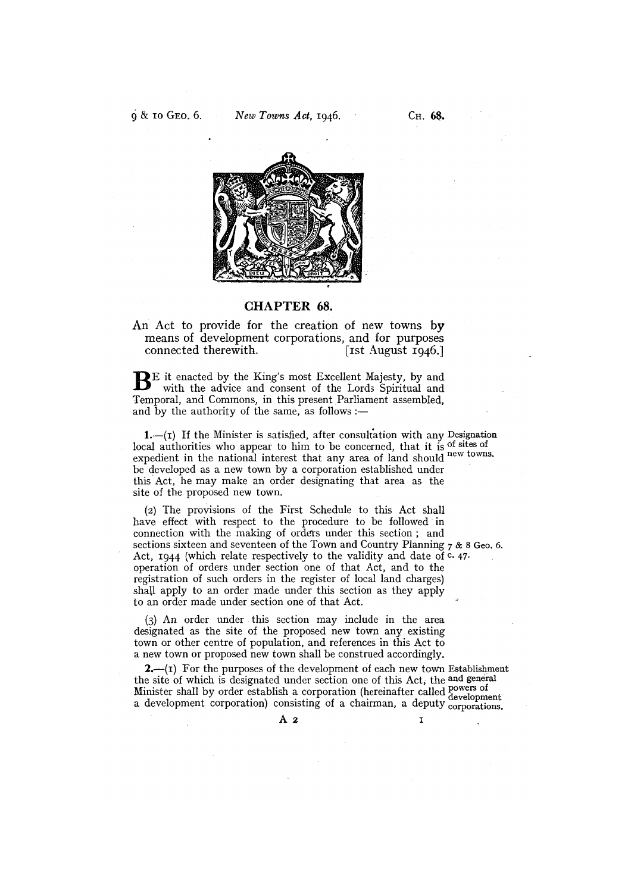# CHAPTER 68.

An Act to provide for the creation of new towns by means of development corporations, and for purposes connected therewith. [1st August 1946.]

BE it enacted by the King's most Excellent Majesty, by and with the advice and consent of the Lords Spiritual and Temporal, and Commons, in this present Parliament assembled, and by the authority of the same, as follows:—

**Designation of sites of new towns.**

1.—(1) If the Minister is satisfied, after consultation with any local authorities who appear to him to be concerned, that it is expedient in the national interest that any area of land should be developed as a new town by a corporation established under this Act, he may make an order designating that area as the site of the proposed new town.

(2) The provisions of the First Schedule to this Act shall have effect with respect to the procedure to be followed in connection with the making of orders under this section; and sections sixteen and seventeen of the Town and Country Planning Act, 1944 (7 & 8 Geo. 6. c. 47.) (which relate respectively to the validity and date of operation of orders under section one of that Act, and to the registration of such orders in the register of local land charges) shall apply to an order made under this section as they apply to an order made under section one of that Act.

(3) An order under this section may include in the area designated as the site of the proposed new town any existing town or other centre of population, and references in this Act to a new town or proposed new town shall be construed accordingly.

**Establishment and general powers of development corporations.**

2.—(1) For the purposes of the development of each new town the site of which is designated under section one of this Act, the Minister shall by order establish a corporation (hereinafter called a development corporation) consisting of a chairman, a deputy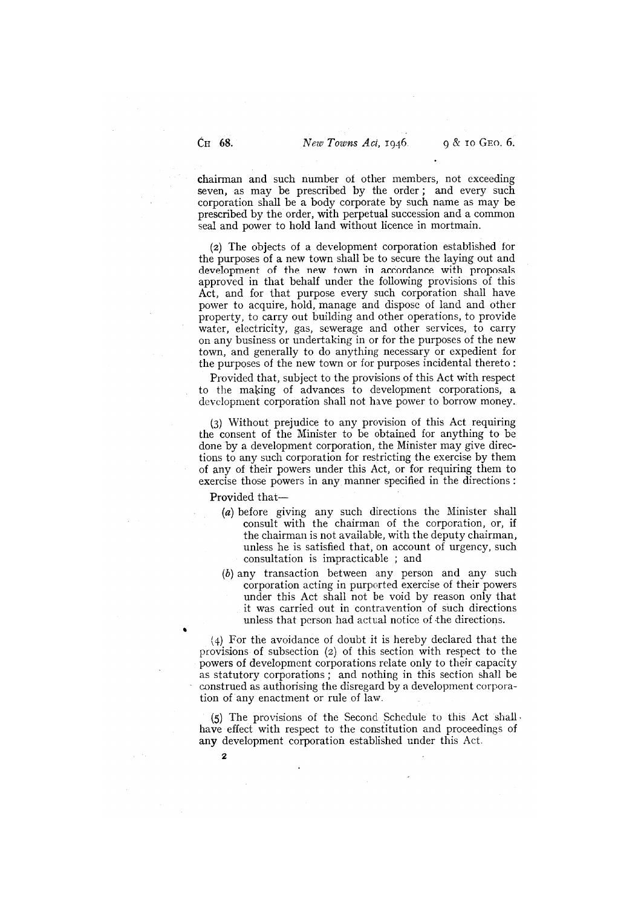chairman and such number of other members, not exceeding seven, as may be prescribed by the order; and every such corporation shall be a body corporate by such name as may be prescribed by the order, with perpetual succession and a common seal and power to hold land without licence in mortmain.

(2) The objects of a development corporation established for the purposes of a new town shall be to secure the laying out and development of the new town in accordance with proposals approved in that behalf under the following provisions of this Act, and for that purpose every such corporation shall have power to acquire, hold, manage and dispose of land and other property, to carry out building and other operations, to provide water, electricity, gas, sewerage and other services, to carry on any business or undertaking in or for the purposes of the new town, and generally to do anything necessary or expedient for the purposes of the new town or for purposes incidental thereto:

Provided that, subject to the provisions of this Act with respect to the making of advances to development corporations, a development corporation shall not have power to borrow money.

(3) Without prejudice to any provision of this Act requiring the consent of the Minister to be obtained for anything to be done by a development corporation, the Minister may give directions to any such corporation for restricting the exercise by them of any of their powers under this Act, or for requiring them to exercise those powers in any manner specified in the directions:

Provided that—

- (*a*) before giving any such directions the Minister shall consult with the chairman of the corporation, or, if the chairman is not available, with the deputy chairman, unless he is satisfied that, on account of urgency, such consultation is impracticable; and
- (*b*) any transaction between any person and any such corporation acting in purported exercise of their powers under this Act shall not be void by reason only that it was carried out in contravention of such directions unless that person had actual notice of the directions.

(4) For the avoidance of doubt it is hereby declared that the provisions of subsection (2) of this section with respect to the powers of development corporations relate only to their capacity as statutory corporations; and nothing in this section shall be construed as authorising the disregard by a development corporation of any enactment or rule of law.

(5) The provisions of the Second Schedule to this Act shall have effect with respect to the constitution and proceedings of any development corporation established under this Act.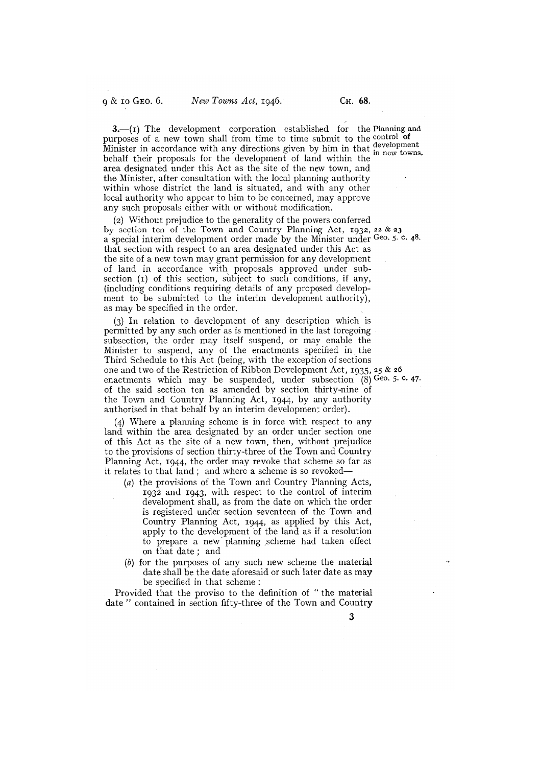**3.**—(1) The development corporation established for the purposes of a new town shall from time to time submit to the Minister in accordance with any directions given by him in that behalf their proposals for the development of land within the area designated under this Act as the site of the new town, and the Minister, after consultation with the local planning authority within whose district the land is situated, and with any other local authority who appear to him to be concerned, may approve any such proposals either with or without modification.

Planning and control of development in new towns.

(2) Without prejudice to the generality of the powers conferred by section ten of the Town and Country Planning Act, 1932, a special interim development order made by the Minister under that section with respect to an area designated under this Act as the site of a new town may grant permission for any development of land in accordance with proposals approved under subsection (1) of this section, subject to such conditions, if any, (including conditions requiring details of any proposed development to be submitted to the interim development authority), as may be specified in the order.

22 & 23 Geo. 5. c. 48.

(3) In relation to development of any description which is permitted by any such order as is mentioned in the last foregoing subsection, the order may itself suspend, or may enable the Minister to suspend, any of the enactments specified in the Third Schedule to this Act (being, with the exception of sections one and two of the Restriction of Ribbon Development Act, 1935, enactments which may be suspended, under subsection (8) of the said section ten as amended by section thirty-nine of the Town and Country Planning Act, 1944, by any authority authorised in that behalf by an interim development order).

25 & 26 Geo. 5. c. 47.

(4) Where a planning scheme is in force with respect to any land within the area designated by an order under section one of this Act as the site of a new town, then, without prejudice to the provisions of section thirty-three of the Town and Country Planning Act, 1944, the order may revoke that scheme so far as it relates to that land; and where a scheme is so revoked—

(a) the provisions of the Town and Country Planning Acts, 1932 and 1943, with respect to the control of interim development shall, as from the date on which the order is registered under section seventeen of the Town and Country Planning Act, 1944, as applied by this Act, apply to the development of the land as if a resolution to prepare a new planning scheme had taken effect on that date; and

(b) for the purposes of any such new scheme the material date shall be the date aforesaid or such later date as may be specified in that scheme:

Provided that the proviso to the definition of "the material date" contained in section fifty-three of the Town and Country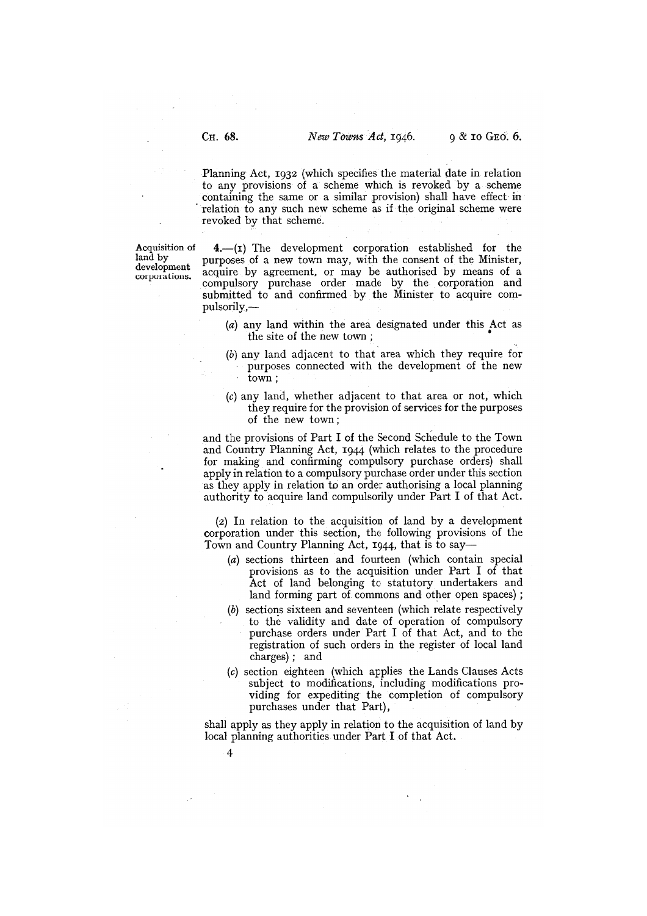Planning Act, 1932 (which specifies the material date in relation to any provisions of a scheme which is revoked by a scheme containing the same or a similar provision) shall have effect in relation to any such new scheme as if the original scheme were revoked by that scheme.

Acquisition of land by development corporations.

**4.**—(1) The development corporation established for the purposes of a new town may, with the consent of the Minister, acquire by agreement, or may be authorised by means of a compulsory purchase order made by the corporation and submitted to and confirmed by the Minister to acquire compulsorily,—

- (*a*) any land within the area designated under this Act as the site of the new town;
- (*b*) any land adjacent to that area which they require for purposes connected with the development of the new town;
- (*c*) any land, whether adjacent to that area or not, which they require for the provision of services for the purposes of the new town;

and the provisions of Part I of the Second Schedule to the Town and Country Planning Act, 1944 (which relates to the procedure for making and confirming compulsory purchase orders) shall apply in relation to a compulsory purchase order under this section as they apply in relation to an order authorising a local planning authority to acquire land compulsorily under Part I of that Act.

(2) In relation to the acquisition of land by a development corporation under this section, the following provisions of the Town and Country Planning Act, 1944, that is to say—

- (*a*) sections thirteen and fourteen (which contain special provisions as to the acquisition under Part I of that Act of land belonging to statutory undertakers and land forming part of commons and other open spaces);
- (*b*) sections sixteen and seventeen (which relate respectively to the validity and date of operation of compulsory purchase orders under Part I of that Act, and to the registration of such orders in the register of local land charges); and
- (*c*) section eighteen (which applies the Lands Clauses Acts subject to modifications, including modifications providing for expediting the completion of compulsory purchases under that Part),

shall apply as they apply in relation to the acquisition of land by local planning authorities under Part I of that Act.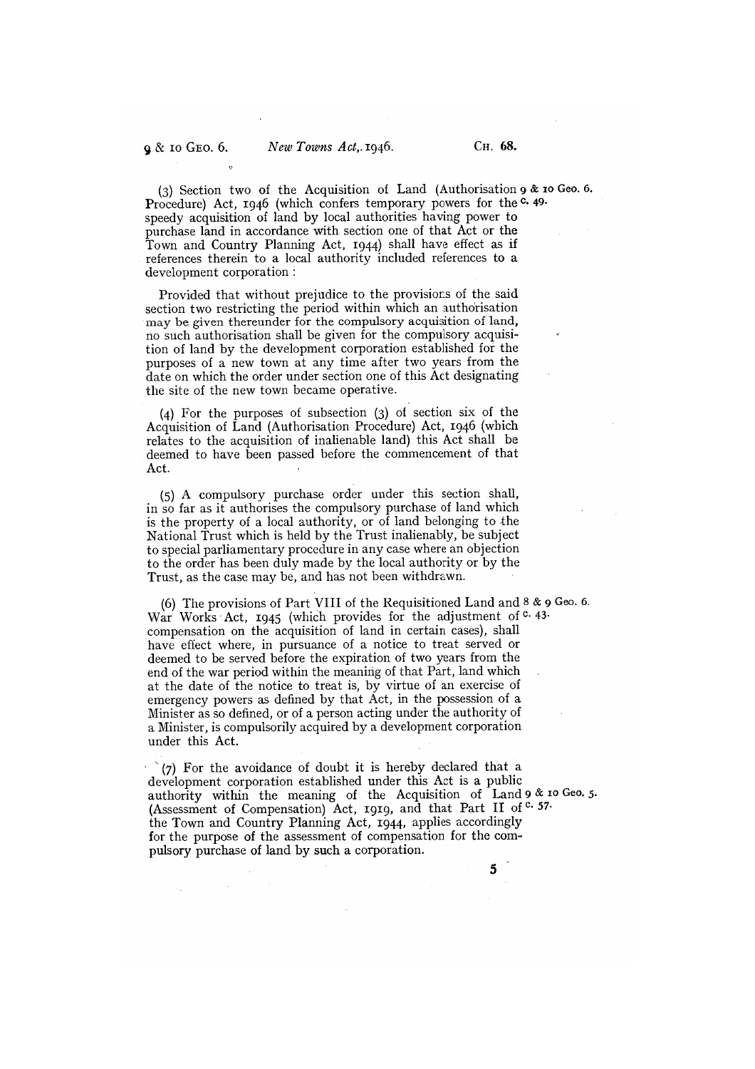(3) Section two of the Acquisition of Land (Authorisation Procedure) Act, 1946 (which confers temporary powers for the speedy acquisition of land by local authorities having power to purchase land in accordance with section one of that Act or the Town and Country Planning Act, 1944) shall have effect as if references therein to a local authority included references to a development corporation :

9 & 10 Geo. 6. c. 49.

Provided that without prejudice to the provisions of the said section two restricting the period within which an authorisation may be given thereunder for the compulsory acquisition of land, no such authorisation shall be given for the compulsory acquisition of land by the development corporation established for the purposes of a new town at any time after two years from the date on which the order under section one of this Act designating the site of the new town became operative.

(4) For the purposes of subsection (3) of section six of the Acquisition of Land (Authorisation Procedure) Act, 1946 (which relates to the acquisition of inalienable land) this Act shall be deemed to have been passed before the commencement of that Act.

(5) A compulsory purchase order under this section shall, in so far as it authorises the compulsory purchase of land which is the property of a local authority, or of land belonging to the National Trust which is held by the Trust inalienably, be subject to special parliamentary procedure in any case where an objection to the order has been duly made by the local authority or by the Trust, as the case may be, and has not been withdrawn.

(6) The provisions of Part VIII of the Requisitioned Land and War Works Act, 1945 (which provides for the adjustment of compensation on the acquisition of land in certain cases), shall have effect where, in pursuance of a notice to treat served or deemed to be served before the expiration of two years from the end of the war period within the meaning of that Part, land which at the date of the notice to treat is, by virtue of an exercise of emergency powers as defined by that Act, in the possession of a Minister as so defined, or of a person acting under the authority of a Minister, is compulsorily acquired by a development corporation under this Act.

8 & 9 Geo. 6. c. 43.

(7) For the avoidance of doubt it is hereby declared that a development corporation established under this Act is a public authority within the meaning of the Acquisition of Land (Assessment of Compensation) Act, 1919, and that Part II of the Town and Country Planning Act, 1944, applies accordingly for the purpose of the assessment of compensation for the compulsory purchase of land by such a corporation.

9 & 10 Geo. 5. c. 57.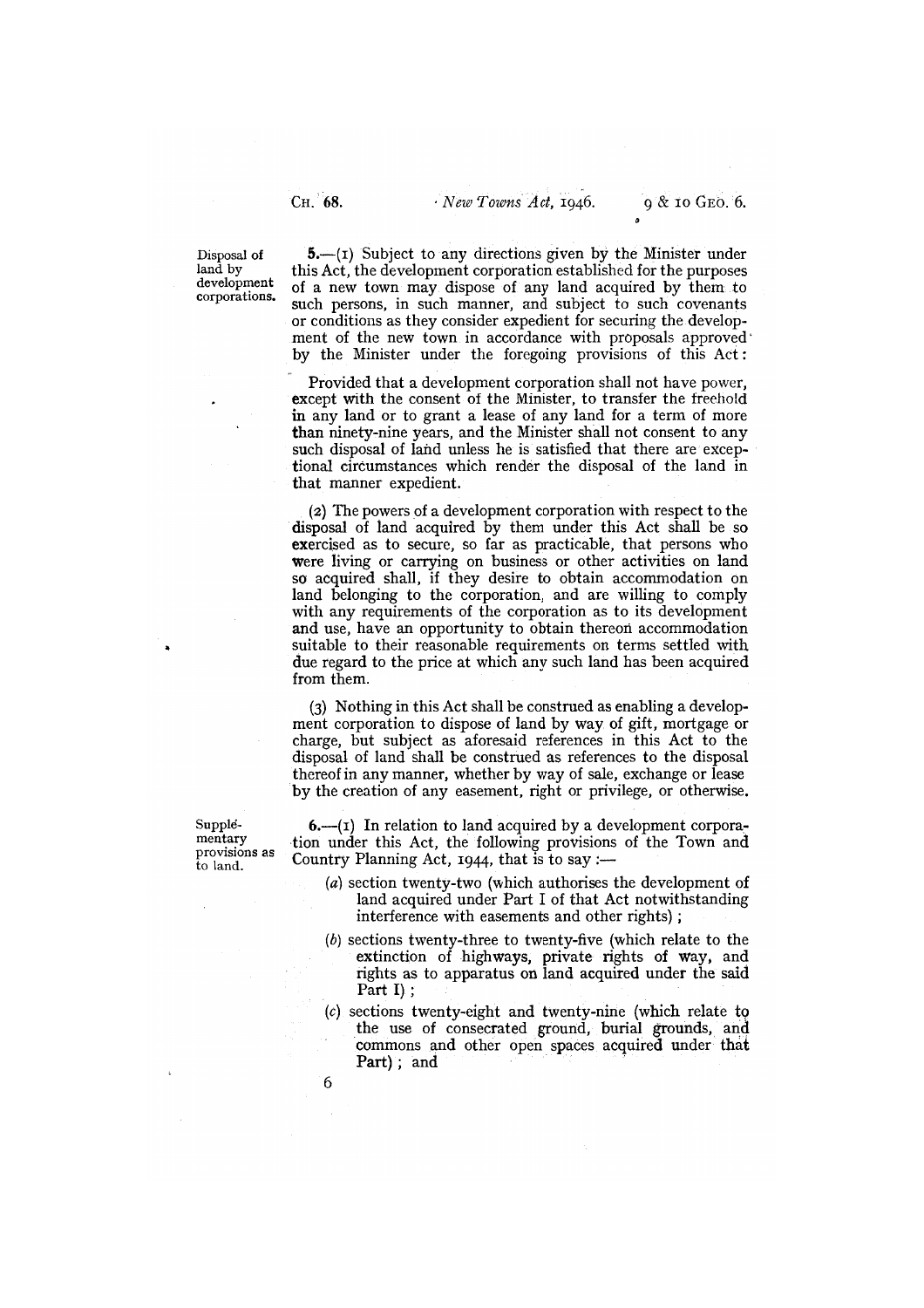Disposal of land by development corporations.

**5.**—(1) Subject to any directions given by the Minister under this Act, the development corporation established for the purposes of a new town may dispose of any land acquired by them to such persons, in such manner, and subject to such covenants or conditions as they consider expedient for securing the development of the new town in accordance with proposals approved by the Minister under the foregoing provisions of this Act:

Provided that a development corporation shall not have power, except with the consent of the Minister, to transfer the freehold in any land or to grant a lease of any land for a term of more than ninety-nine years, and the Minister shall not consent to any such disposal of land unless he is satisfied that there are exceptional circumstances which render the disposal of the land in that manner expedient.

(2) The powers of a development corporation with respect to the disposal of land acquired by them under this Act shall be so exercised as to secure, so far as practicable, that persons who were living or carrying on business or other activities on land so acquired shall, if they desire to obtain accommodation on land belonging to the corporation, and are willing to comply with any requirements of the corporation as to its development and use, have an opportunity to obtain thereon accommodation suitable to their reasonable requirements on terms settled with due regard to the price at which any such land has been acquired from them.

(3) Nothing in this Act shall be construed as enabling a development corporation to dispose of land by way of gift, mortgage or charge, but subject as aforesaid references in this Act to the disposal of land shall be construed as references to the disposal thereof in any manner, whether by way of sale, exchange or lease by the creation of any easement, right or privilege, or otherwise.

Supplementary provisions as to land.

**6.**—(1) In relation to land acquired by a development corporation under this Act, the following provisions of the Town and Country Planning Act, 1944, that is to say:—

(*a*) section twenty-two (which authorises the development of land acquired under Part I of that Act notwithstanding interference with easements and other rights);

(*b*) sections twenty-three to twenty-five (which relate to the extinction of highways, private rights of way, and rights as to apparatus on land acquired under the said Part I);

(*c*) sections twenty-eight and twenty-nine (which relate to the use of consecrated ground, burial grounds, and commons and other open spaces acquired under that Part); and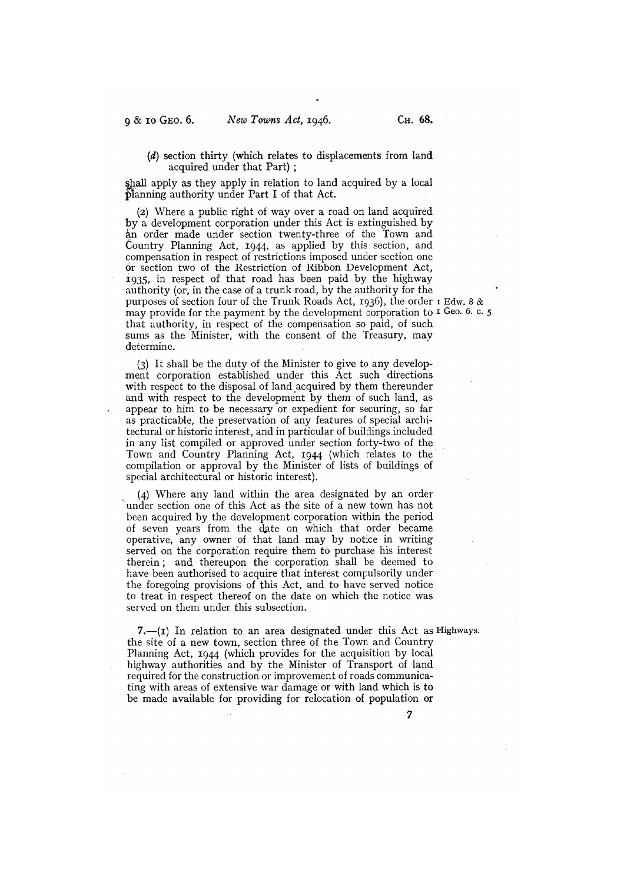(*d*) section thirty (which relates to displacements from land acquired under that Part);

shall apply as they apply in relation to land acquired by a local planning authority under Part I of that Act.

(2) Where a public right of way over a road on land acquired by a development corporation under this Act is extinguished by an order made under section twenty-three of the Town and Country Planning Act, 1944, as applied by this section, and compensation in respect of restrictions imposed under section one or section two of the Restriction of Ribbon Development Act, 1935, in respect of that road has been paid by the highway authority (or, in the case of a trunk road, by the authority for the purposes of section four of the Trunk Roads Act, 1936), the order may provide for the payment by the development corporation to that authority, in respect of the compensation so paid, of such sums as the Minister, with the consent of the Treasury, may determine.

1 Edw. 8 & 1 Geo. 6. c. 5

(3) It shall be the duty of the Minister to give to any development corporation established under this Act such directions with respect to the disposal of land acquired by them thereunder and with respect to the development by them of such land, as appear to him to be necessary or expedient for securing, so far as practicable, the preservation of any features of special architectural or historic interest, and in particular of buildings included in any list compiled or approved under section forty-two of the Town and Country Planning Act, 1944 (which relates to the compilation or approval by the Minister of lists of buildings of special architectural or historic interest).

(4) Where any land within the area designated by an order under section one of this Act as the site of a new town has not been acquired by the development corporation within the period of seven years from the date on which that order became operative, any owner of that land may by notice in writing served on the corporation require them to purchase his interest therein; and thereupon the corporation shall be deemed to have been authorised to acquire that interest compulsorily under the foregoing provisions of this Act, and to have served notice to treat in respect thereof on the date on which the notice was served on them under this subsection.

Highways.

**7.**—(1) In relation to an area designated under this Act as the site of a new town, section three of the Town and Country Planning Act, 1944 (which provides for the acquisition by local highway authorities and by the Minister of Transport of land required for the construction or improvement of roads communicating with areas of extensive war damage or with land which is to be made available for providing for relocation of population or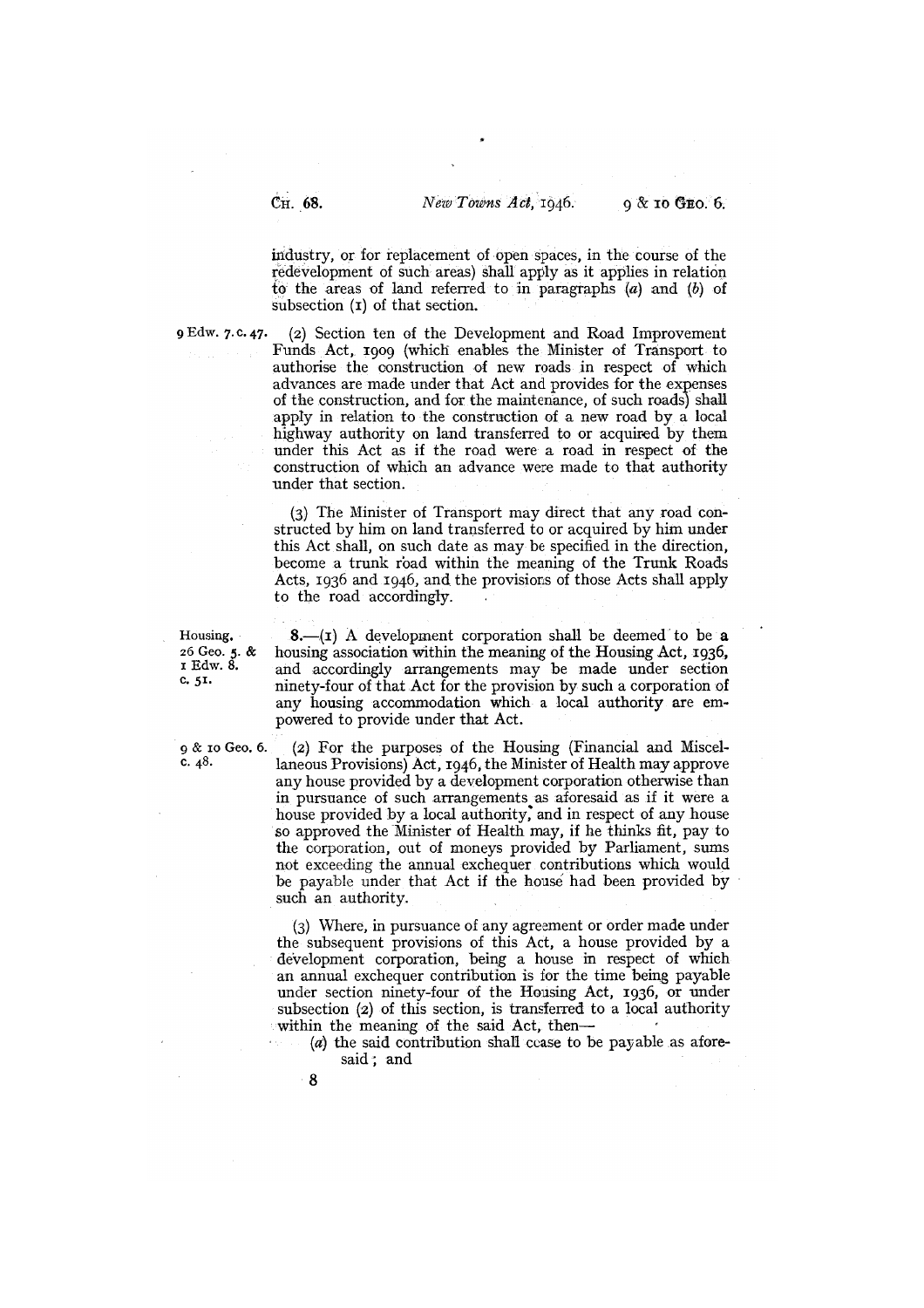industry, or for replacement of open spaces, in the course of the redevelopment of such areas) shall apply as it applies in relation to the areas of land referred to in paragraphs (*a*) and (*b*) of subsection (1) of that section.

9 Edw. 7. c. 47.

(2) Section ten of the Development and Road Improvement Funds Act, 1909 (which enables the Minister of Transport to authorise the construction of new roads in respect of which advances are made under that Act and provides for the expenses of the construction, and for the maintenance, of such roads) shall apply in relation to the construction of a new road by a local highway authority on land transferred to or acquired by them under this Act as if the road were a road in respect of the construction of which an advance were made to that authority under that section.

(3) The Minister of Transport may direct that any road constructed by him on land transferred to or acquired by him under this Act shall, on such date as may be specified in the direction, become a trunk road within the meaning of the Trunk Roads Acts, 1936 and 1946, and the provisions of those Acts shall apply to the road accordingly.

Housing.
26 Geo. 5. & 1 Edw. 8. c. 51.

**8.**—(1) A development corporation shall be deemed to be a housing association within the meaning of the Housing Act, 1936, and accordingly arrangements may be made under section ninety-four of that Act for the provision by such a corporation of any housing accommodation which a local authority are empowered to provide under that Act.

9 & 10 Geo. 6. c. 48.

(2) For the purposes of the Housing (Financial and Miscellaneous Provisions) Act, 1946, the Minister of Health may approve any house provided by a development corporation otherwise than in pursuance of such arrangements as aforesaid as if it were a house provided by a local authority, and in respect of any house so approved the Minister of Health may, if he thinks fit, pay to the corporation, out of moneys provided by Parliament, sums not exceeding the annual exchequer contributions which would be payable under that Act if the house had been provided by such an authority.

(3) Where, in pursuance of any agreement or order made under the subsequent provisions of this Act, a house provided by a development corporation, being a house in respect of which an annual exchequer contribution is for the time being payable under section ninety-four of the Housing Act, 1936, or under subsection (2) of this section, is transferred to a local authority within the meaning of the said Act, then—

(*a*) the said contribution shall cease to be payable as aforesaid; and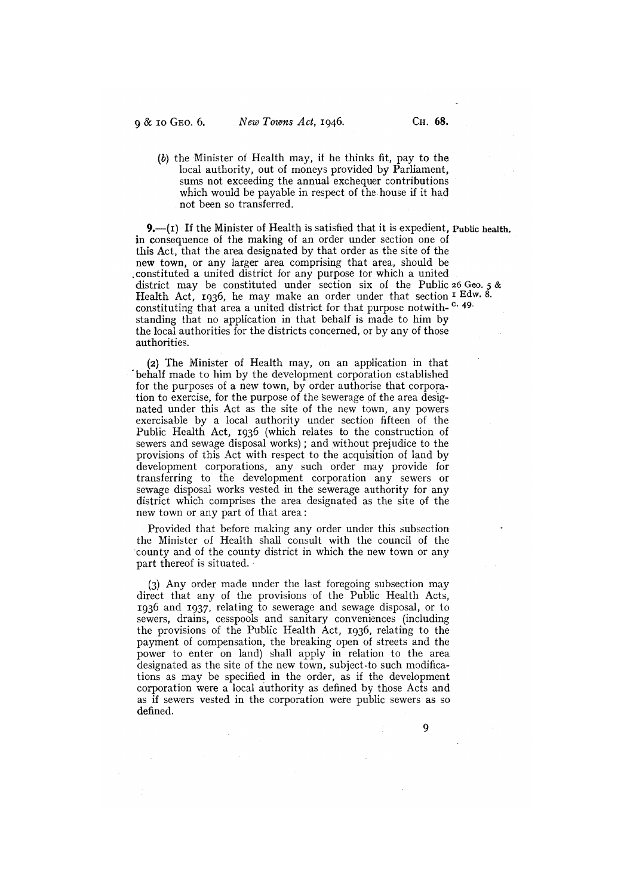(*b*) the Minister of Health may, if he thinks fit, pay to the local authority, out of moneys provided by Parliament, sums not exceeding the annual exchequer contributions which would be payable in respect of the house if it had not been so transferred.

**Public health.**

**9.**—(1) If the Minister of Health is satisfied that it is expedient, in consequence of the making of an order under section one of this Act, that the area designated by that order as the site of the new town, or any larger area comprising that area, should be constituted a united district for any purpose for which a united district may be constituted under section six of the Public Health Act, 1936, he may make an order under that section constituting that area a united district for that purpose notwithstanding that no application in that behalf is made to him by the local authorities for the districts concerned, or by any of those authorities.

26 Geo. 5 & 1 Edw. 8. c. 49.

(2) The Minister of Health may, on an application in that behalf made to him by the development corporation established for the purposes of a new town, by order authorise that corporation to exercise, for the purpose of the sewerage of the area designated under this Act as the site of the new town, any powers exercisable by a local authority under section fifteen of the Public Health Act, 1936 (which relates to the construction of sewers and sewage disposal works); and without prejudice to the provisions of this Act with respect to the acquisition of land by development corporations, any such order may provide for transferring to the development corporation any sewers or sewage disposal works vested in the sewerage authority for any district which comprises the area designated as the site of the new town or any part of that area:

Provided that before making any order under this subsection the Minister of Health shall consult with the council of the county and of the county district in which the new town or any part thereof is situated.

(3) Any order made under the last foregoing subsection may direct that any of the provisions of the Public Health Acts, 1936 and 1937, relating to sewerage and sewage disposal, or to sewers, drains, cesspools and sanitary conveniences (including the provisions of the Public Health Act, 1936, relating to the payment of compensation, the breaking open of streets and the power to enter on land) shall apply in relation to the area designated as the site of the new town, subject to such modifications as may be specified in the order, as if the development corporation were a local authority as defined by those Acts and as if sewers vested in the corporation were public sewers as so defined.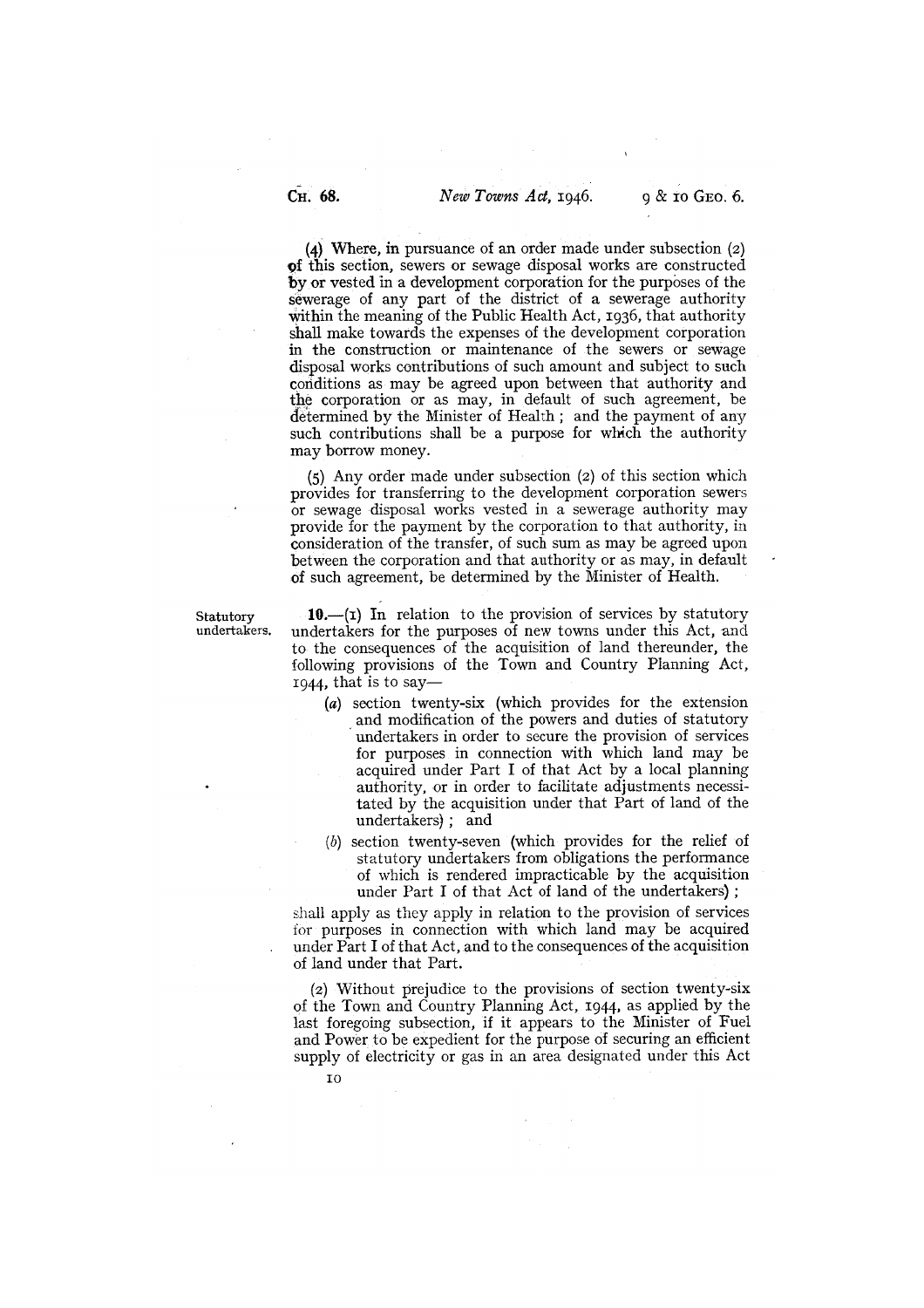(4) Where, in pursuance of an order made under subsection (2) of this section, sewers or sewage disposal works are constructed by or vested in a development corporation for the purposes of the sewerage of any part of the district of a sewerage authority within the meaning of the Public Health Act, 1936, that authority shall make towards the expenses of the development corporation in the construction or maintenance of the sewers or sewage disposal works contributions of such amount and subject to such conditions as may be agreed upon between that authority and the corporation or as may, in default of such agreement, be determined by the Minister of Health; and the payment of any such contributions shall be a purpose for which the authority may borrow money.

(5) Any order made under subsection (2) of this section which provides for transferring to the development corporation sewers or sewage disposal works vested in a sewerage authority may provide for the payment by the corporation to that authority, in consideration of the transfer, of such sum as may be agreed upon between the corporation and that authority or as may, in default of such agreement, be determined by the Minister of Health.

Statutory undertakers.

**10.**—(1) In relation to the provision of services by statutory undertakers for the purposes of new towns under this Act, and to the consequences of the acquisition of land thereunder, the following provisions of the Town and Country Planning Act, 1944, that is to say—

- (*a*) section twenty-six (which provides for the extension and modification of the powers and duties of statutory undertakers in order to secure the provision of services for purposes in connection with which land may be acquired under Part I of that Act by a local planning authority, or in order to facilitate adjustments necessitated by the acquisition under that Part of land of the undertakers); and
- (*b*) section twenty-seven (which provides for the relief of statutory undertakers from obligations the performance of which is rendered impracticable by the acquisition under Part I of that Act of land of the undertakers);

shall apply as they apply in relation to the provision of services for purposes in connection with which land may be acquired under Part I of that Act, and to the consequences of the acquisition of land under that Part.

(2) Without prejudice to the provisions of section twenty-six of the Town and Country Planning Act, 1944, as applied by the last foregoing subsection, if it appears to the Minister of Fuel and Power to be expedient for the purpose of securing an efficient supply of electricity or gas in an area designated under this Act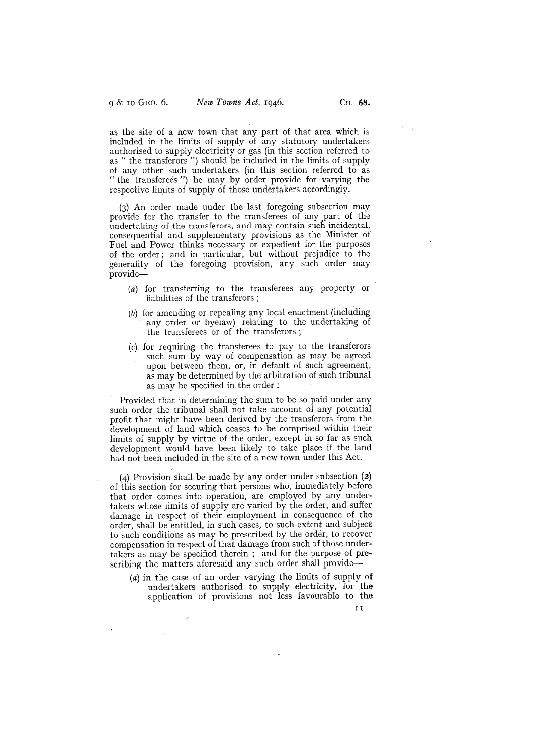as the site of a new town that any part of that area which is included in the limits of supply of any statutory undertakers authorised to supply electricity or gas (in this section referred to as " the transferors ") should be included in the limits of supply of any other such undertakers (in this section referred to as " the transferees ") he may by order provide for varying the respective limits of supply of those undertakers accordingly.

(3) An order made under the last foregoing subsection may provide for the transfer to the transferees of any part of the undertaking of the transferors, and may contain such incidental, consequential and supplementary provisions as the Minister of Fuel and Power thinks necessary or expedient for the purposes of the order; and in particular, but without prejudice to the generality of the foregoing provision, any such order may provide—

- (*a*) for transferring to the transferees any property or liabilities of the transferors;
- (*b*) for amending or repealing any local enactment (including any order or byelaw) relating to the undertaking of the transferees or of the transferors;
- (*c*) for requiring the transferees to pay to the transferors such sum by way of compensation as may be agreed upon between them, or, in default of such agreement, as may be determined by the arbitration of such tribunal as may be specified in the order:

Provided that in determining the sum to be so paid under any such order the tribunal shall not take account of any potential profit that might have been derived by the transferors from the development of land which ceases to be comprised within their limits of supply by virtue of the order, except in so far as such development would have been likely to take place if the land had not been included in the site of a new town under this Act.

(4) Provision shall be made by any order under subsection (2) of this section for securing that persons who, immediately before that order comes into operation, are employed by any undertakers whose limits of supply are varied by the order, and suffer damage in respect of their employment in consequence of the order, shall be entitled, in such cases, to such extent and subject to such conditions as may be prescribed by the order, to recover compensation in respect of that damage from such of those undertakers as may be specified therein; and for the purpose of prescribing the matters aforesaid any such order shall provide—

- (*a*) in the case of an order varying the limits of supply of undertakers authorised to supply electricity, for the application of provisions not less favourable to the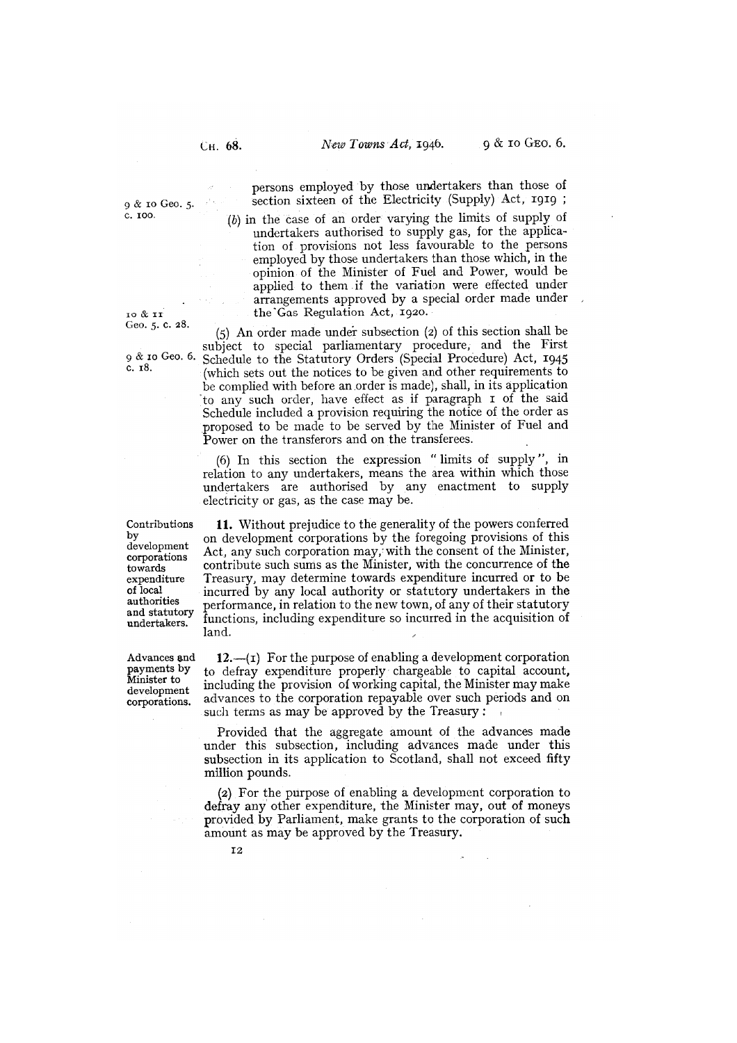persons employed by those undertakers than those of section sixteen of the Electricity (Supply) Act, 1919 ;

9 & 10 Geo. 5. c. 100.

(b) in the case of an order varying the limits of supply of undertakers authorised to supply gas, for the application of provisions not less favourable to the persons employed by those undertakers than those which, in the opinion of the Minister of Fuel and Power, would be applied to them if the variation were effected under arrangements approved by a special order made under the Gas Regulation Act, 1920.

10 & 11 Geo. 5. c. 28.

(5) An order made under subsection (2) of this section shall be subject to special parliamentary procedure, and the First Schedule to the Statutory Orders (Special Procedure) Act, 1945 (which sets out the notices to be given and other requirements to be complied with before an order is made), shall, in its application to any such order, have effect as if paragraph 1 of the said Schedule included a provision requiring the notice of the order as proposed to be made to be served by the Minister of Fuel and Power on the transferors and on the transferees.

9 & 10 Geo. 6. c. 18.

(6) In this section the expression "limits of supply", in relation to any undertakers, means the area within which those undertakers are authorised by any enactment to supply electricity or gas, as the case may be.

Contributions by development corporations towards expenditure of local authorities and statutory undertakers.

**11.** Without prejudice to the generality of the powers conferred on development corporations by the foregoing provisions of this Act, any such corporation may, with the consent of the Minister, contribute such sums as the Minister, with the concurrence of the Treasury, may determine towards expenditure incurred or to be incurred by any local authority or statutory undertakers in the performance, in relation to the new town, of any of their statutory functions, including expenditure so incurred in the acquisition of land.

Advances and payments by Minister to development corporations.

**12.**—(1) For the purpose of enabling a development corporation to defray expenditure properly chargeable to capital account, including the provision of working capital, the Minister may make advances to the corporation repayable over such periods and on such terms as may be approved by the Treasury :

Provided that the aggregate amount of the advances made under this subsection, including advances made under this subsection in its application to Scotland, shall not exceed fifty million pounds.

(2) For the purpose of enabling a development corporation to defray any other expenditure, the Minister may, out of moneys provided by Parliament, make grants to the corporation of such amount as may be approved by the Treasury.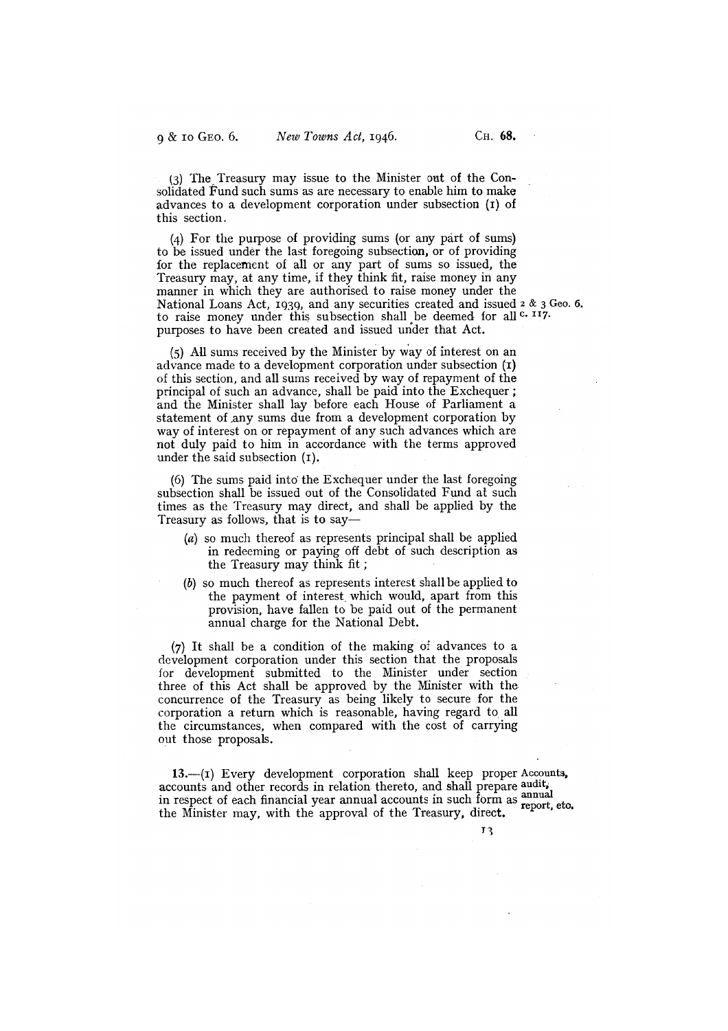(3) The Treasury may issue to the Minister out of the Consolidated Fund such sums as are necessary to enable him to make advances to a development corporation under subsection (1) of this section.

(4) For the purpose of providing sums (or any part of sums) to be issued under the last foregoing subsection, or of providing for the replacement of all or any part of sums so issued, the Treasury may, at any time, if they think fit, raise money in any manner in which they are authorised to raise money under the National Loans Act, 1939, and any securities created and issued to raise money under this subsection shall be deemed for all purposes to have been created and issued under that Act.

2 & 3 Geo. 6. c. 117.

(5) All sums received by the Minister by way of interest on an advance made to a development corporation under subsection (1) of this section, and all sums received by way of repayment of the principal of such an advance, shall be paid into the Exchequer; and the Minister shall lay before each House of Parliament a statement of any sums due from a development corporation by way of interest on or repayment of any such advances which are not duly paid to him in accordance with the terms approved under the said subsection (1).

(6) The sums paid into the Exchequer under the last foregoing subsection shall be issued out of the Consolidated Fund at such times as the Treasury may direct, and shall be applied by the Treasury as follows, that is to say—

- (*a*) so much thereof as represents principal shall be applied in redeeming or paying off debt of such description as the Treasury may think fit;
- (*b*) so much thereof as represents interest shall be applied to the payment of interest which would, apart from this provision, have fallen to be paid out of the permanent annual charge for the National Debt.

(7) It shall be a condition of the making of advances to a development corporation under this section that the proposals for development submitted to the Minister under section three of this Act shall be approved by the Minister with the concurrence of the Treasury as being likely to secure for the corporation a return which is reasonable, having regard to all the circumstances, when compared with the cost of carrying out those proposals.

**Accounts, audit, annual report, etc.**

**13.**—(1) Every development corporation shall keep proper accounts and other records in relation thereto, and shall prepare in respect of each financial year annual accounts in such form as the Minister may, with the approval of the Treasury, direct.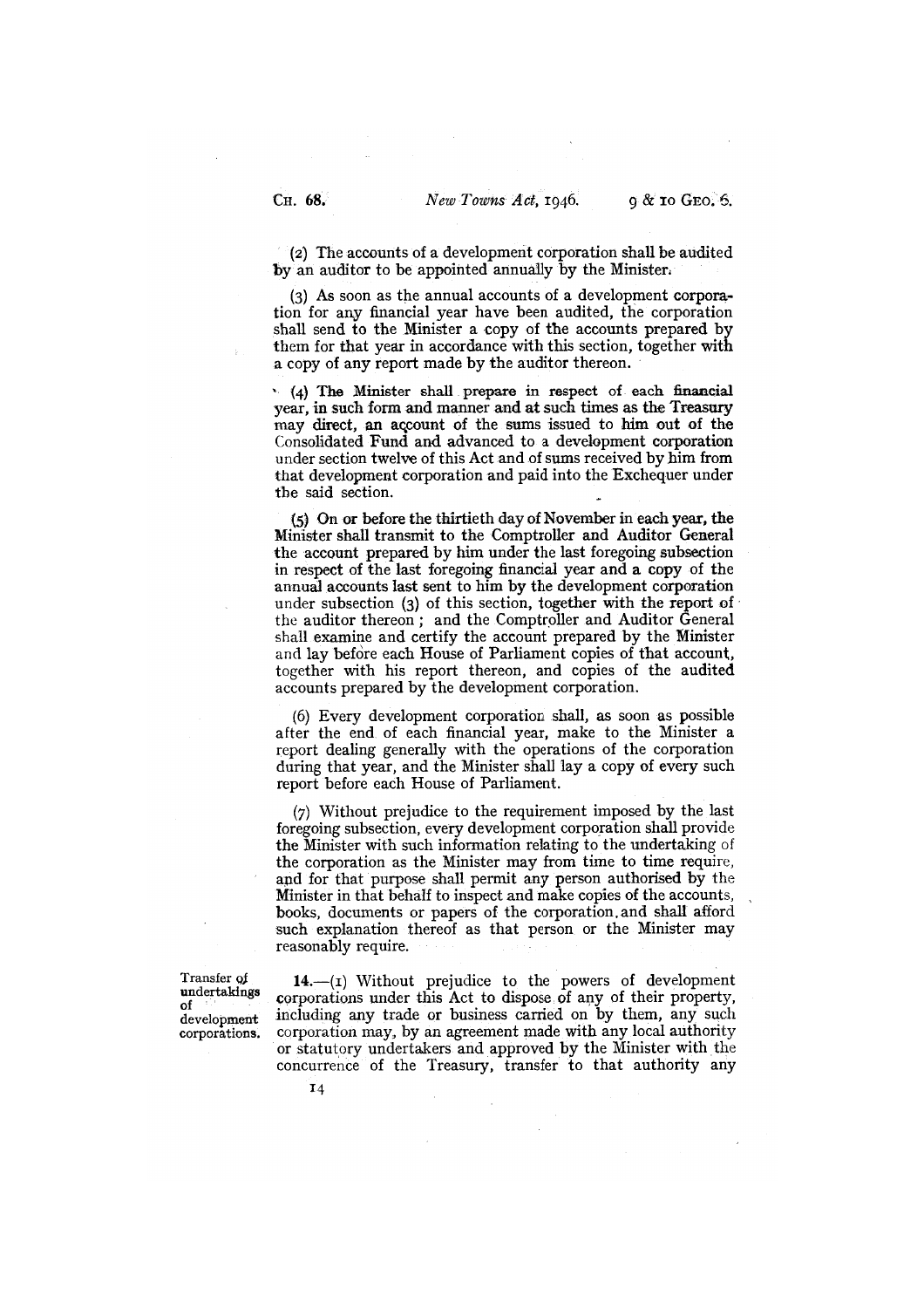(2) The accounts of a development corporation shall be audited by an auditor to be appointed annually by the Minister.

(3) As soon as the annual accounts of a development corporation for any financial year have been audited, the corporation shall send to the Minister a copy of the accounts prepared by them for that year in accordance with this section, together with a copy of any report made by the auditor thereon.

(4) The Minister shall prepare in respect of each financial year, in such form and manner and at such times as the Treasury may direct, an account of the sums issued to him out of the Consolidated Fund and advanced to a development corporation under section twelve of this Act and of sums received by him from that development corporation and paid into the Exchequer under the said section.

(5) On or before the thirtieth day of November in each year, the Minister shall transmit to the Comptroller and Auditor General the account prepared by him under the last foregoing subsection in respect of the last foregoing financial year and a copy of the annual accounts last sent to him by the development corporation under subsection (3) of this section, together with the report of the auditor thereon; and the Comptroller and Auditor General shall examine and certify the account prepared by the Minister and lay before each House of Parliament copies of that account, together with his report thereon, and copies of the audited accounts prepared by the development corporation.

(6) Every development corporation shall, as soon as possible after the end of each financial year, make to the Minister a report dealing generally with the operations of the corporation during that year, and the Minister shall lay a copy of every such report before each House of Parliament.

(7) Without prejudice to the requirement imposed by the last foregoing subsection, every development corporation shall provide the Minister with such information relating to the undertaking of the corporation as the Minister may from time to time require, and for that purpose shall permit any person authorised by the Minister in that behalf to inspect and make copies of the accounts, books, documents or papers of the corporation, and shall afford such explanation thereof as that person or the Minister may reasonably require.

*Transfer of undertakings of development corporations.*

**14.**—(1) Without prejudice to the powers of development corporations under this Act to dispose of any of their property, including any trade or business carried on by them, any such corporation may, by an agreement made with any local authority or statutory undertakers and approved by the Minister with the concurrence of the Treasury, transfer to that authority any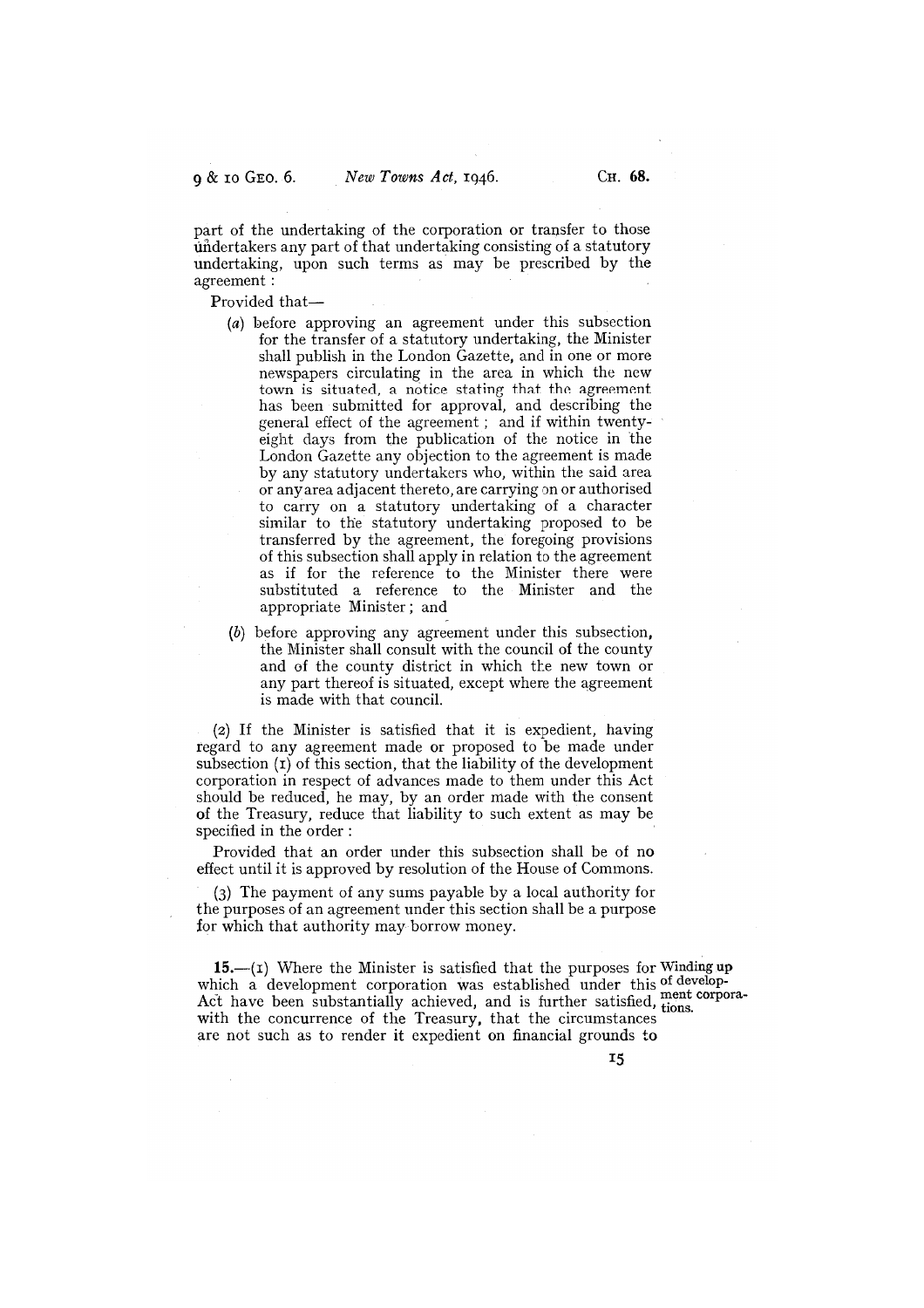part of the undertaking of the corporation or transfer to those undertakers any part of that undertaking consisting of a statutory undertaking, upon such terms as may be prescribed by the agreement :

Provided that—

(*a*) before approving an agreement under this subsection for the transfer of a statutory undertaking, the Minister shall publish in the London Gazette, and in one or more newspapers circulating in the area in which the new town is situated, a notice stating that the agreement has been submitted for approval, and describing the general effect of the agreement ; and if within twenty-eight days from the publication of the notice in the London Gazette any objection to the agreement is made by any statutory undertakers who, within the said area or any area adjacent thereto, are carrying on or authorised to carry on a statutory undertaking of a character similar to the statutory undertaking proposed to be transferred by the agreement, the foregoing provisions of this subsection shall apply in relation to the agreement as if for the reference to the Minister there were substituted a reference to the Minister and the appropriate Minister ; and

(*b*) before approving any agreement under this subsection, the Minister shall consult with the council of the county and of the county district in which the new town or any part thereof is situated, except where the agreement is made with that council.

(2) If the Minister is satisfied that it is expedient, having regard to any agreement made or proposed to be made under subsection (1) of this section, that the liability of the development corporation in respect of advances made to them under this Act should be reduced, he may, by an order made with the consent of the Treasury, reduce that liability to such extent as may be specified in the order :

Provided that an order under this subsection shall be of no effect until it is approved by resolution of the House of Commons.

(3) The payment of any sums payable by a local authority for the purposes of an agreement under this section shall be a purpose for which that authority may borrow money.

**Winding up of development corporations.**

**15.**—(1) Where the Minister is satisfied that the purposes for which a development corporation was established under this Act have been substantially achieved, and is further satisfied, with the concurrence of the Treasury, that the circumstances are not such as to render it expedient on financial grounds to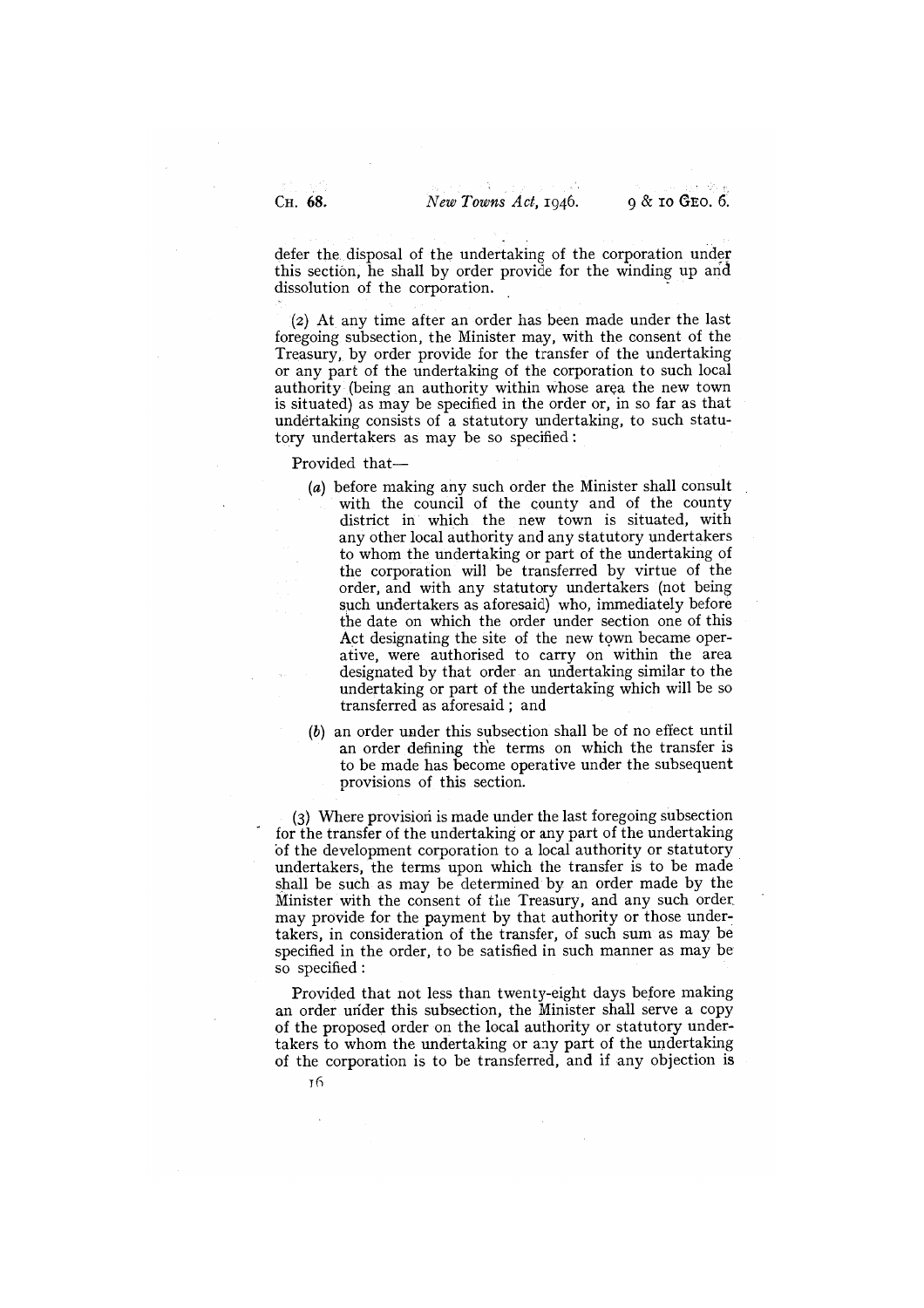defer the disposal of the undertaking of the corporation under this section, he shall by order provide for the winding up and dissolution of the corporation.

(2) At any time after an order has been made under the last foregoing subsection, the Minister may, with the consent of the Treasury, by order provide for the transfer of the undertaking or any part of the undertaking of the corporation to such local authority (being an authority within whose area the new town is situated) as may be specified in the order or, in so far as that undertaking consists of a statutory undertaking, to such statutory undertakers as may be so specified:

Provided that—

- (*a*) before making any such order the Minister shall consult with the council of the county and of the county district in which the new town is situated, with any other local authority and any statutory undertakers to whom the undertaking or part of the undertaking of the corporation will be transferred by virtue of the order, and with any statutory undertakers (not being such undertakers as aforesaid) who, immediately before the date on which the order under section one of this Act designating the site of the new town became operative, were authorised to carry on within the area designated by that order an undertaking similar to the undertaking or part of the undertaking which will be so transferred as aforesaid; and
- (*b*) an order under this subsection shall be of no effect until an order defining the terms on which the transfer is to be made has become operative under the subsequent provisions of this section.

(3) Where provision is made under the last foregoing subsection for the transfer of the undertaking or any part of the undertaking of the development corporation to a local authority or statutory undertakers, the terms upon which the transfer is to be made shall be such as may be determined by an order made by the Minister with the consent of the Treasury, and any such order may provide for the payment by that authority or those undertakers, in consideration of the transfer, of such sum as may be specified in the order, to be satisfied in such manner as may be so specified:

Provided that not less than twenty-eight days before making an order under this subsection, the Minister shall serve a copy of the proposed order on the local authority or statutory undertakers to whom the undertaking or any part of the undertaking of the corporation is to be transferred, and if any objection is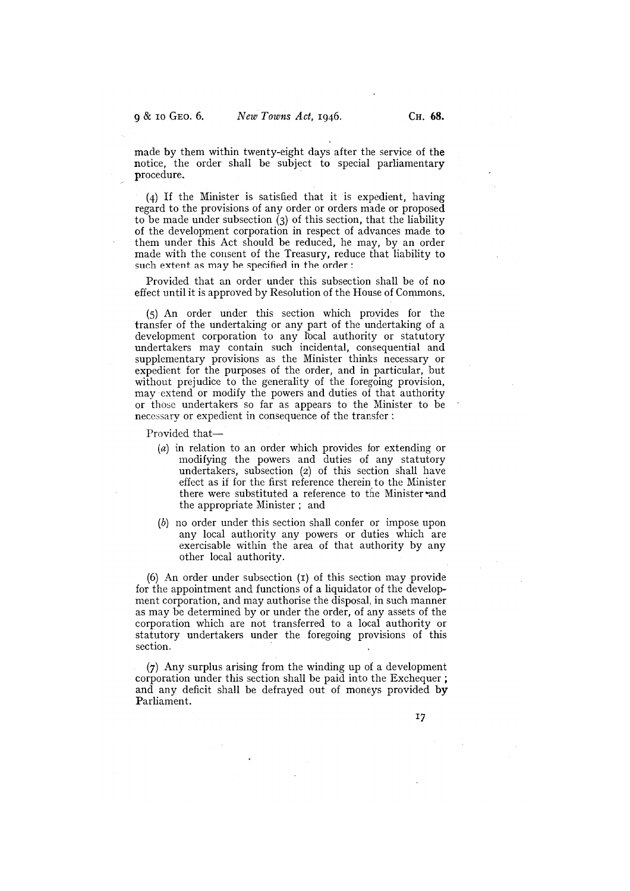made by them within twenty-eight days after the service of the notice, the order shall be subject to special parliamentary procedure.

(4) If the Minister is satisfied that it is expedient, having regard to the provisions of any order or orders made or proposed to be made under subsection (3) of this section, that the liability of the development corporation in respect of advances made to them under this Act should be reduced, he may, by an order made with the consent of the Treasury, reduce that liability to such extent as may be specified in the order:

Provided that an order under this subsection shall be of no effect until it is approved by Resolution of the House of Commons.

(5) An order under this section which provides for the transfer of the undertaking or any part of the undertaking of a development corporation to any local authority or statutory undertakers may contain such incidental, consequential and supplementary provisions as the Minister thinks necessary or expedient for the purposes of the order, and in particular, but without prejudice to the generality of the foregoing provision, may extend or modify the powers and duties of that authority or those undertakers so far as appears to the Minister to be necessary or expedient in consequence of the transfer:

Provided that—

- (*a*) in relation to an order which provides for extending or modifying the powers and duties of any statutory undertakers, subsection (2) of this section shall have effect as if for the first reference therein to the Minister there were substituted a reference to the Minister and the appropriate Minister; and
- (*b*) no order under this section shall confer or impose upon any local authority any powers or duties which are exercisable within the area of that authority by any other local authority.

(6) An order under subsection (1) of this section may provide for the appointment and functions of a liquidator of the development corporation, and may authorise the disposal, in such manner as may be determined by or under the order, of any assets of the corporation which are not transferred to a local authority or statutory undertakers under the foregoing provisions of this section.

(7) Any surplus arising from the winding up of a development corporation under this section shall be paid into the Exchequer; and any deficit shall be defrayed out of moneys provided by Parliament.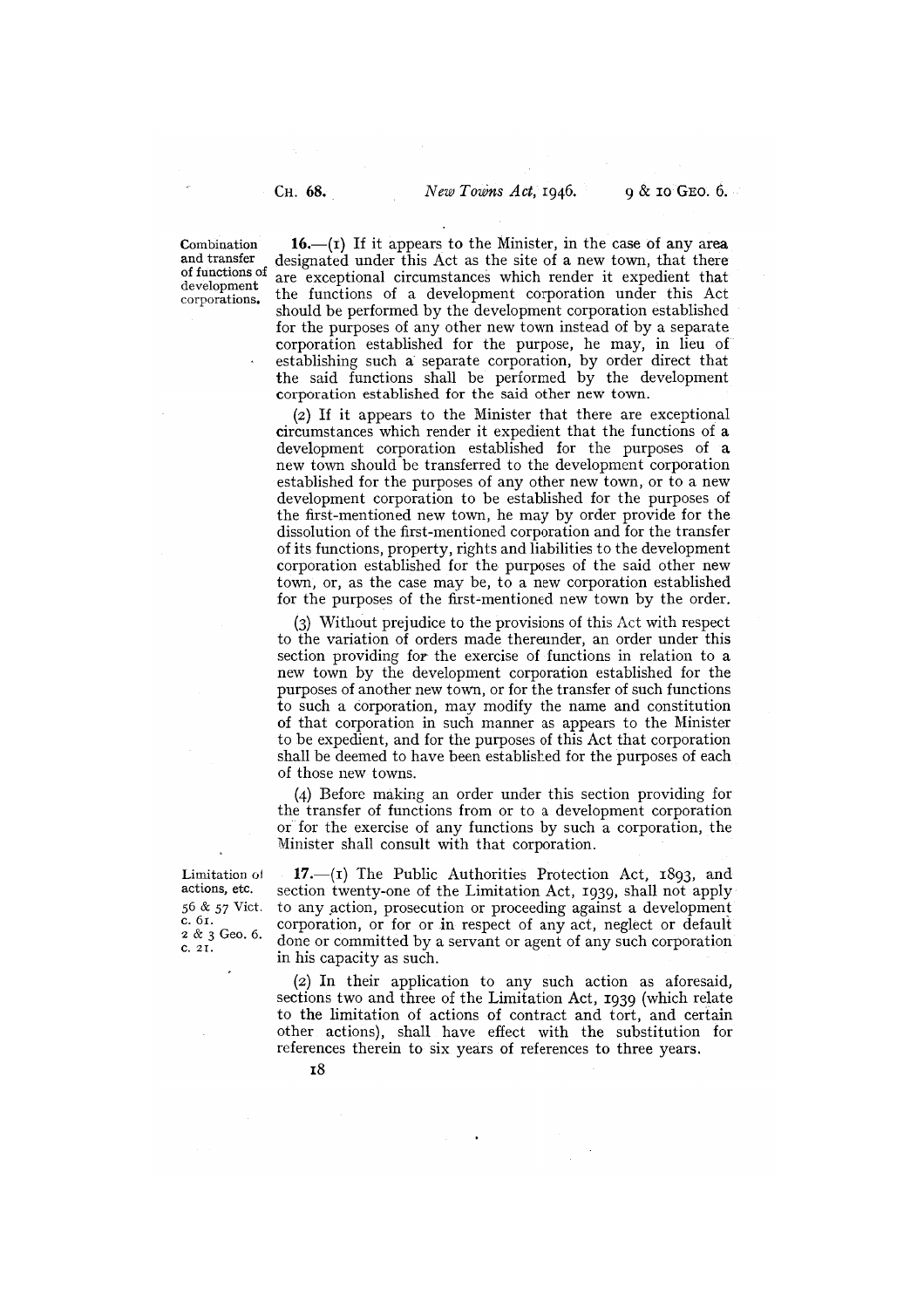**Combination and transfer of functions of development corporations.**

**16.**—(1) If it appears to the Minister, in the case of any area designated under this Act as the site of a new town, that there are exceptional circumstances which render it expedient that the functions of a development corporation under this Act should be performed by the development corporation established for the purposes of any other new town instead of by a separate corporation established for the purpose, he may, in lieu of establishing such a separate corporation, by order direct that the said functions shall be performed by the development corporation established for the said other new town.

(2) If it appears to the Minister that there are exceptional circumstances which render it expedient that the functions of a development corporation established for the purposes of a new town should be transferred to the development corporation established for the purposes of any other new town, or to a new development corporation to be established for the purposes of the first-mentioned new town, he may by order provide for the dissolution of the first-mentioned corporation and for the transfer of its functions, property, rights and liabilities to the development corporation established for the purposes of the said other new town, or, as the case may be, to a new corporation established for the purposes of the first-mentioned new town by the order.

(3) Without prejudice to the provisions of this Act with respect to the variation of orders made thereunder, an order under this section providing for the exercise of functions in relation to a new town by the development corporation established for the purposes of another new town, or for the transfer of such functions to such a corporation, may modify the name and constitution of that corporation in such manner as appears to the Minister to be expedient, and for the purposes of this Act that corporation shall be deemed to have been established for the purposes of each of those new towns.

(4) Before making an order under this section providing for the transfer of functions from or to a development corporation or for the exercise of any functions by such a corporation, the Minister shall consult with that corporation.

**Limitation of actions, etc.**
56 & 57 Vict. c. 61.
2 & 3 Geo. 6. c. 21.

**17.**—(1) The Public Authorities Protection Act, 1893, and section twenty-one of the Limitation Act, 1939, shall not apply to any action, prosecution or proceeding against a development corporation, or for or in respect of any act, neglect or default done or committed by a servant or agent of any such corporation in his capacity as such.

(2) In their application to any such action as aforesaid, sections two and three of the Limitation Act, 1939 (which relate to the limitation of actions of contract and tort, and certain other actions), shall have effect with the substitution for references therein to six years of references to three years.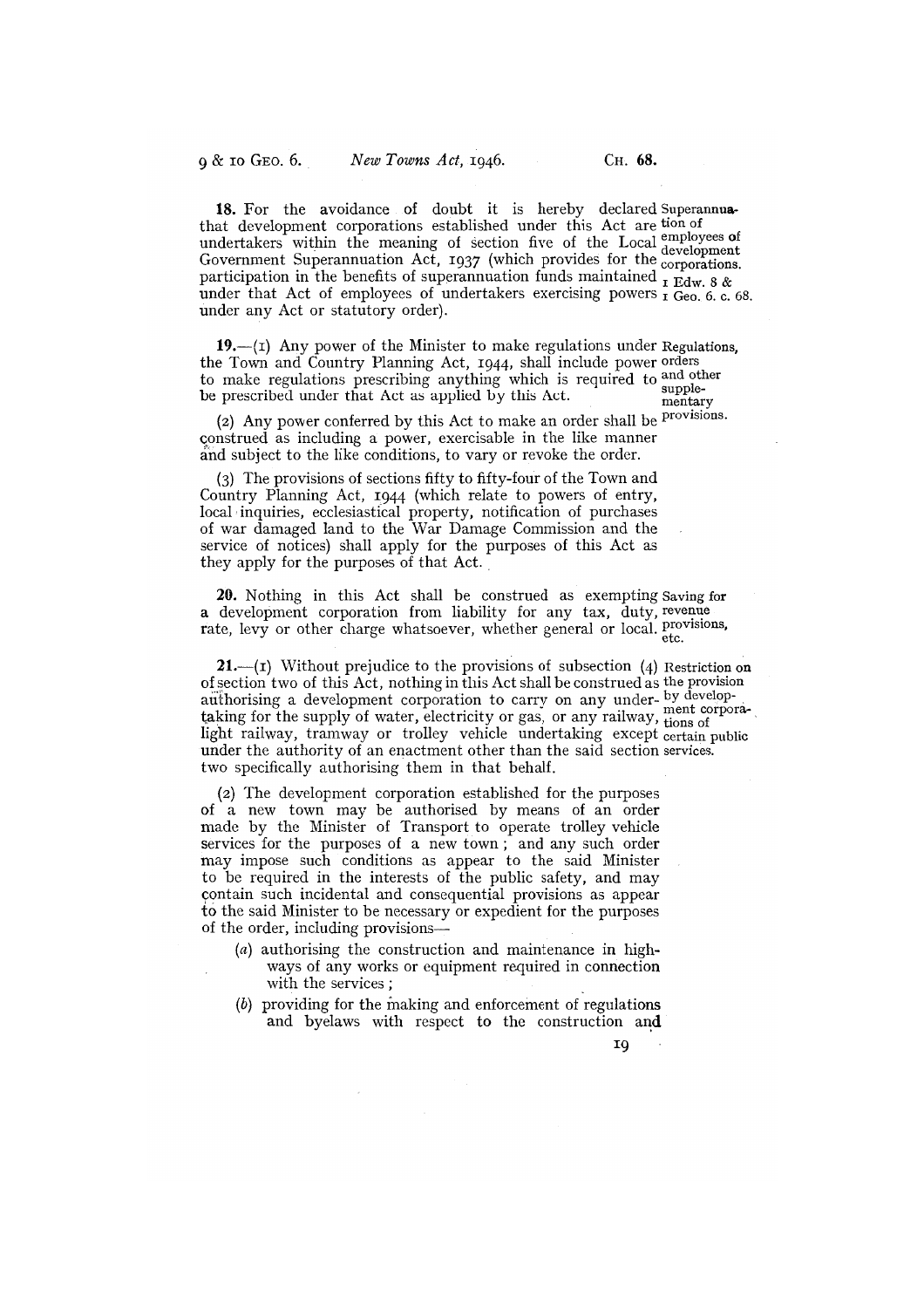**18.** For the avoidance of doubt it is hereby declared that development corporations established under this Act are undertakers within the meaning of section five of the Local Government Superannuation Act, 1937 (which provides for the participation in the benefits of superannuation funds maintained under that Act of employees of undertakers exercising powers under any Act or statutory order).

Superannuation of employees of development corporations. 1 Edw. 8 & 1 Geo. 6. c. 68.

**19.**—(1) Any power of the Minister to make regulations under the Town and Country Planning Act, 1944, shall include power to make regulations prescribing anything which is required to be prescribed under that Act as applied by this Act.

Regulations, orders and other supplementary provisions.

(2) Any power conferred by this Act to make an order shall be construed as including a power, exercisable in the like manner and subject to the like conditions, to vary or revoke the order.

(3) The provisions of sections fifty to fifty-four of the Town and Country Planning Act, 1944 (which relate to powers of entry, local inquiries, ecclesiastical property, notification of purchases of war damaged land to the War Damage Commission and the service of notices) shall apply for the purposes of this Act as they apply for the purposes of that Act.

**20.** Nothing in this Act shall be construed as exempting a development corporation from liability for any tax, duty, rate, levy or other charge whatsoever, whether general or local.

Saving for revenue provisions, etc.

**21.**—(1) Without prejudice to the provisions of subsection (4) of section two of this Act, nothing in this Act shall be construed as authorising a development corporation to carry on any undertaking for the supply of water, electricity or gas, or any railway, light railway, tramway or trolley vehicle undertaking except under the authority of an enactment other than the said section two specifically authorising them in that behalf.

Restriction on the provision by development corporations of certain public services.

(2) The development corporation established for the purposes of a new town may be authorised by means of an order made by the Minister of Transport to operate trolley vehicle services for the purposes of a new town; and any such order may impose such conditions as appear to the said Minister to be required in the interests of the public safety, and may contain such incidental and consequential provisions as appear to the said Minister to be necessary or expedient for the purposes of the order, including provisions—

(*a*) authorising the construction and maintenance in highways of any works or equipment required in connection with the services;

(*b*) providing for the making and enforcement of regulations and byelaws with respect to the construction and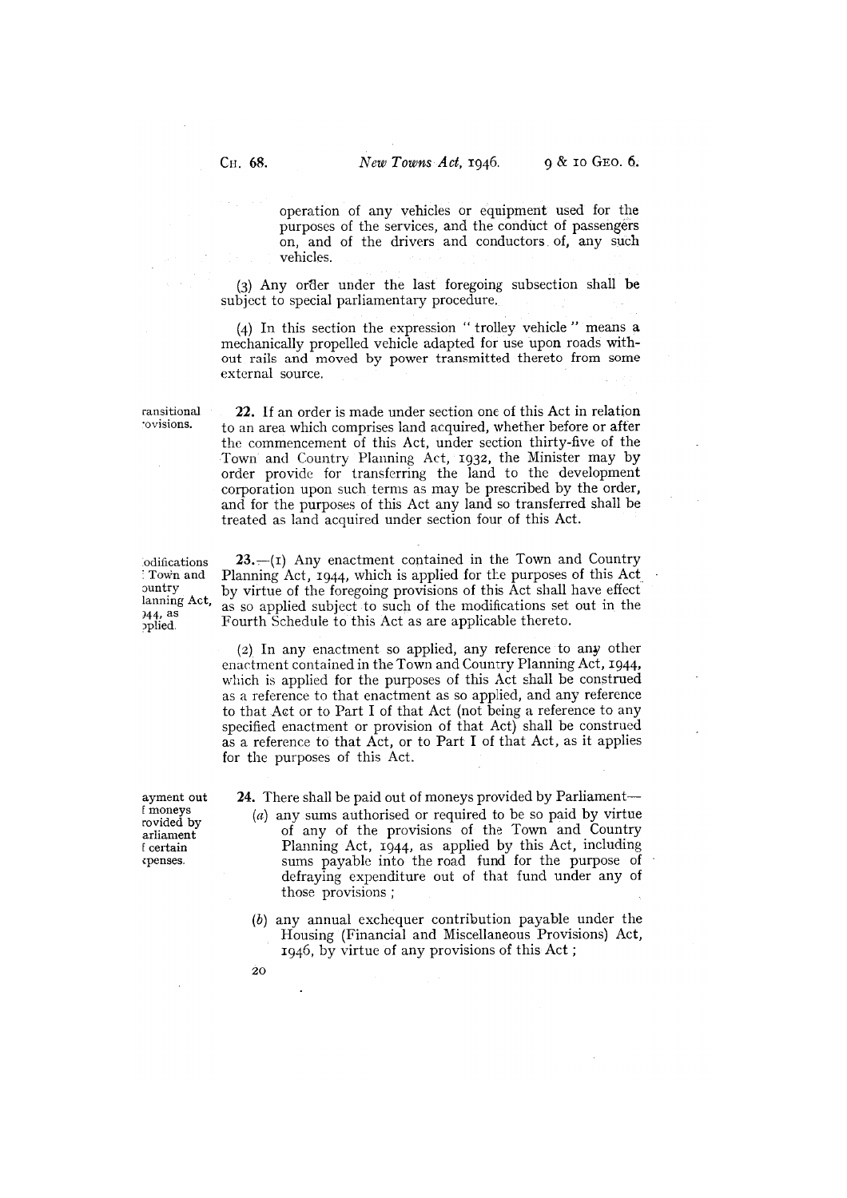operation of any vehicles or equipment used for the purposes of the services, and the conduct of passengers on, and of the drivers and conductors of, any such vehicles.

(3) Any order under the last foregoing subsection shall be subject to special parliamentary procedure.

(4) In this section the expression "trolley vehicle" means a mechanically propelled vehicle adapted for use upon roads without rails and moved by power transmitted thereto from some external source.

ransitional rovisions.

**22.** If an order is made under section one of this Act in relation to an area which comprises land acquired, whether before or after the commencement of this Act, under section thirty-five of the Town and Country Planning Act, 1932, the Minister may by order provide for transferring the land to the development corporation upon such terms as may be prescribed by the order, and for the purposes of this Act any land so transferred shall be treated as land acquired under section four of this Act.

odifications Town and ountry lanning Act, 944, as pplied.

**23.**—(1) Any enactment contained in the Town and Country Planning Act, 1944, which is applied for the purposes of this Act by virtue of the foregoing provisions of this Act shall have effect as so applied subject to such of the modifications set out in the Fourth Schedule to this Act as are applicable thereto.

(2) In any enactment so applied, any reference to any other enactment contained in the Town and Country Planning Act, 1944, which is applied for the purposes of this Act shall be construed as a reference to that enactment as so applied, and any reference to that Act or to Part I of that Act (not being a reference to any specified enactment or provision of that Act) shall be construed as a reference to that Act, or to Part I of that Act, as it applies for the purposes of this Act.

ayment out f moneys rovided by arliament f certain xpenses.

**24.** There shall be paid out of moneys provided by Parliament—

(a) any sums authorised or required to be so paid by virtue of any of the provisions of the Town and Country Planning Act, 1944, as applied by this Act, including sums payable into the road fund for the purpose of defraying expenditure out of that fund under any of those provisions;

(b) any annual exchequer contribution payable under the Housing (Financial and Miscellaneous Provisions) Act, 1946, by virtue of any provisions of this Act;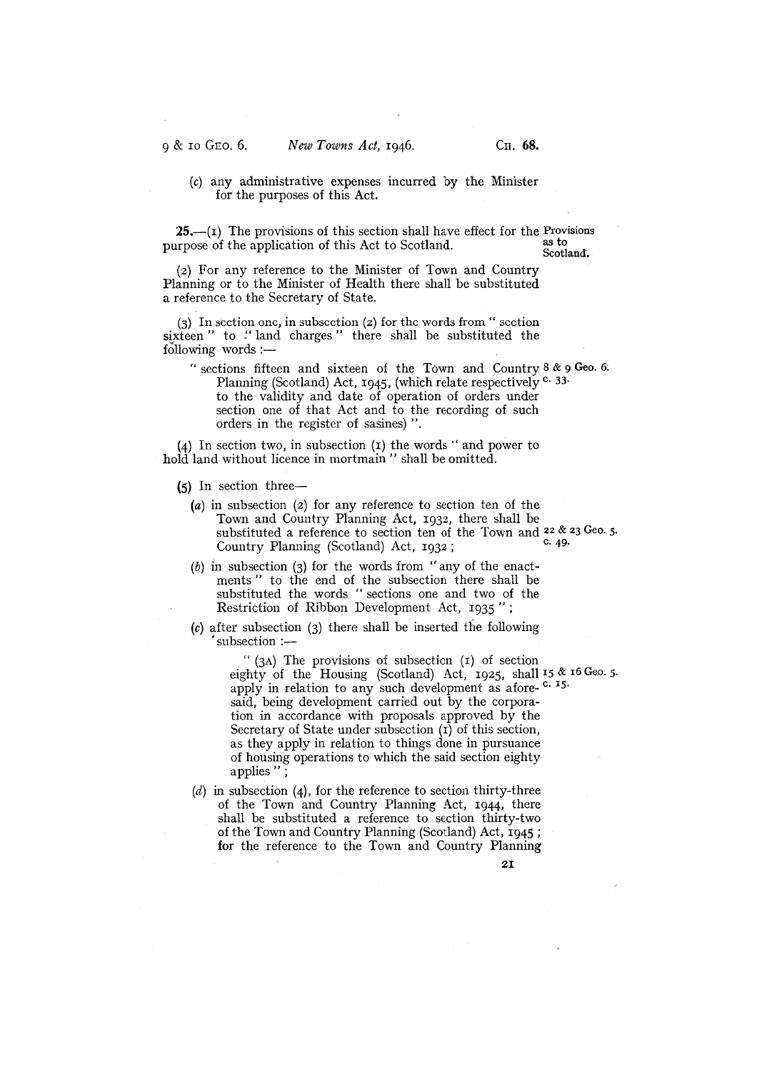(*c*) any administrative expenses incurred by the Minister for the purposes of this Act.

**25.**—(1) The provisions of this section shall have effect for the purpose of the application of this Act to Scotland. Provisions as to Scotland.

(2) For any reference to the Minister of Town and Country Planning or to the Minister of Health there shall be substituted a reference to the Secretary of State.

(3) In section one, in subsection (2) for the words from " section sixteen " to " land charges " there shall be substituted the following words :—

" sections fifteen and sixteen of the Town and Country Planning (Scotland) Act, 1945, (which relate respectively to the validity and date of operation of orders under section one of that Act and to the recording of such orders in the register of sasines) ". 8 & 9 Geo. 6. c. 33.

(4) In section two, in subsection (1) the words " and power to hold land without licence in mortmain " shall be omitted.

(5) In section three—

(*a*) in subsection (2) for any reference to section ten of the Town and Country Planning Act, 1932, there shall be substituted a reference to section ten of the Town and Country Planning (Scotland) Act, 1932 ; 22 & 23 Geo. 5. c. 49.

(*b*) in subsection (3) for the words from " any of the enactments " to the end of the subsection there shall be substituted the words " sections one and two of the Restriction of Ribbon Development Act, 1935 " ;

(*c*) after subsection (3) there shall be inserted the following subsection :—

" (3A) The provisions of subsection (1) of section eighty of the Housing (Scotland) Act, 1925, shall apply in relation to any such development as aforesaid, being development carried out by the corporation in accordance with proposals approved by the Secretary of State under subsection (1) of this section, as they apply in relation to things done in pursuance of housing operations to which the said section eighty applies " ; 15 & 16 Geo. 5. c. 15.

(*d*) in subsection (4), for the reference to section thirty-three of the Town and Country Planning Act, 1944, there shall be substituted a reference to section thirty-two of the Town and Country Planning (Scotland) Act, 1945 ; for the reference to the Town and Country Planning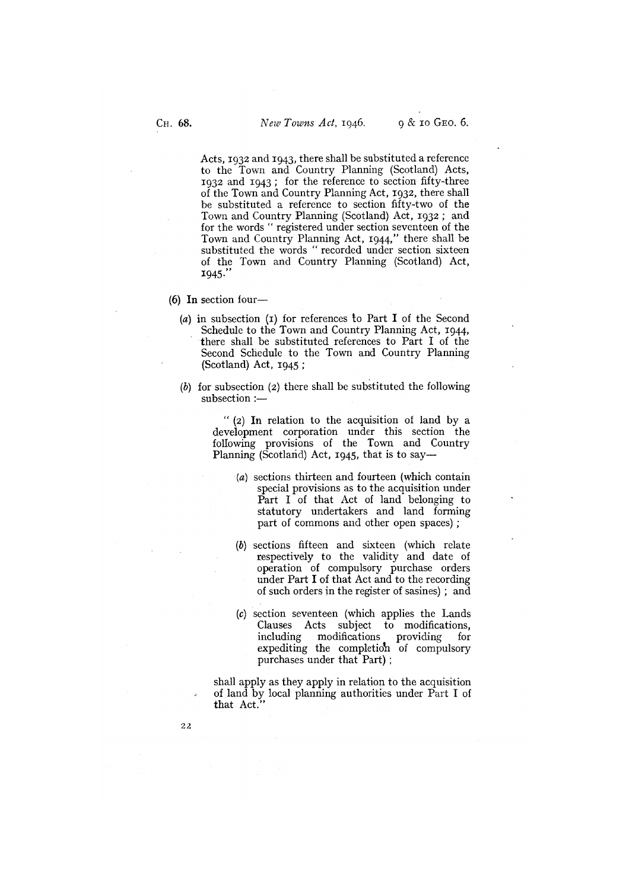Acts, 1932 and 1943, there shall be substituted a reference to the Town and Country Planning (Scotland) Acts, 1932 and 1943; for the reference to section fifty-three of the Town and Country Planning Act, 1932, there shall be substituted a reference to section fifty-two of the Town and Country Planning (Scotland) Act, 1932; and for the words " registered under section seventeen of the Town and Country Planning Act, 1944," there shall be substituted the words " recorded under section sixteen of the Town and Country Planning (Scotland) Act, 1945."

(6) In section four—

(a) in subsection (1) for references to Part I of the Second Schedule to the Town and Country Planning Act, 1944, there shall be substituted references to Part I of the Second Schedule to the Town and Country Planning (Scotland) Act, 1945;

(b) for subsection (2) there shall be substituted the following subsection :—

" (2) In relation to the acquisition of land by a development corporation under this section the following provisions of the Town and Country Planning (Scotland) Act, 1945, that is to say—

(a) sections thirteen and fourteen (which contain special provisions as to the acquisition under Part I of that Act of land belonging to statutory undertakers and land forming part of commons and other open spaces);

(b) sections fifteen and sixteen (which relate respectively to the validity and date of operation of compulsory purchase orders under Part I of that Act and to the recording of such orders in the register of sasines); and

(c) section seventeen (which applies the Lands Clauses Acts subject to modifications, including modifications providing for expediting the completion of compulsory purchases under that Part);

shall apply as they apply in relation to the acquisition of land by local planning authorities under Part I of that Act."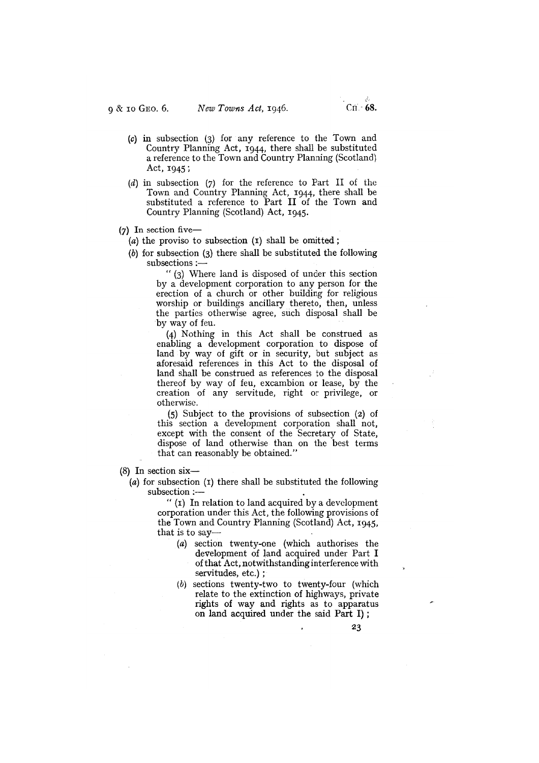(c) in subsection (3) for any reference to the Town and Country Planning Act, 1944, there shall be substituted a reference to the Town and Country Planning (Scotland) Act, 1945;

(d) in subsection (7) for the reference to Part II of the Town and Country Planning Act, 1944, there shall be substituted a reference to Part II of the Town and Country Planning (Scotland) Act, 1945.

(7) In section five—

(a) the proviso to subsection (1) shall be omitted;

(b) for subsection (3) there shall be substituted the following subsections :—

> " (3) Where land is disposed of under this section by a development corporation to any person for the erection of a church or other building for religious worship or buildings ancillary thereto, then, unless the parties otherwise agree, such disposal shall be by way of feu.
>
> (4) Nothing in this Act shall be construed as enabling a development corporation to dispose of land by way of gift or in security, but subject as aforesaid references in this Act to the disposal of land shall be construed as references to the disposal thereof by way of feu, excambion or lease, by the creation of any servitude, right or privilege, or otherwise.
>
> (5) Subject to the provisions of subsection (2) of this section a development corporation shall not, except with the consent of the Secretary of State, dispose of land otherwise than on the best terms that can reasonably be obtained."

(8) In section six—

(a) for subsection (1) there shall be substituted the following subsection :—

> " (1) In relation to land acquired by a development corporation under this Act, the following provisions of the Town and Country Planning (Scotland) Act, 1945, that is to say—
>
> (a) section twenty-one (which authorises the development of land acquired under Part I of that Act, notwithstanding interference with servitudes, etc.);
>
> (b) sections twenty-two to twenty-four (which relate to the extinction of highways, private rights of way and rights as to apparatus on land acquired under the said Part I);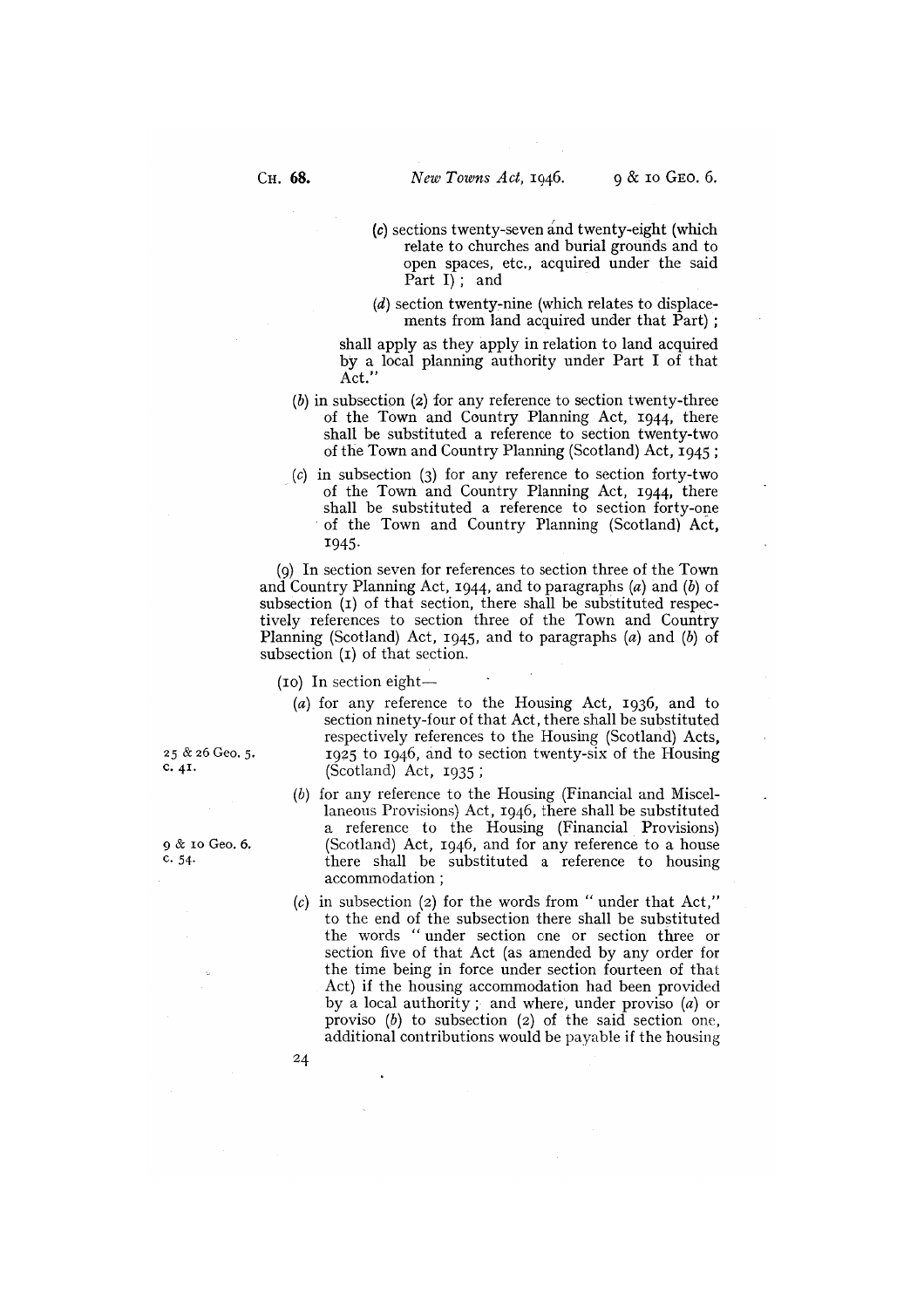(c) sections twenty-seven and twenty-eight (which relate to churches and burial grounds and to open spaces, etc., acquired under the said Part I); and

(d) section twenty-nine (which relates to displacements from land acquired under that Part);

shall apply as they apply in relation to land acquired by a local planning authority under Part I of that Act."

(b) in subsection (2) for any reference to section twenty-three of the Town and Country Planning Act, 1944, there shall be substituted a reference to section twenty-two of the Town and Country Planning (Scotland) Act, 1945;

(c) in subsection (3) for any reference to section forty-two of the Town and Country Planning Act, 1944, there shall be substituted a reference to section forty-one of the Town and Country Planning (Scotland) Act, 1945.

(9) In section seven for references to section three of the Town and Country Planning Act, 1944, and to paragraphs (a) and (b) of subsection (1) of that section, there shall be substituted respectively references to section three of the Town and Country Planning (Scotland) Act, 1945, and to paragraphs (a) and (b) of subsection (1) of that section.

(10) In section eight—

(a) for any reference to the Housing Act, 1936, and to section ninety-four of that Act, there shall be substituted respectively references to the Housing (Scotland) Acts, 1925 to 1946, and to section twenty-six of the Housing (Scotland) Act, 1935;

25 & 26 Geo. 5. c. 41.

(b) for any reference to the Housing (Financial and Miscellaneous Provisions) Act, 1946, there shall be substituted a reference to the Housing (Financial Provisions) (Scotland) Act, 1946, and for any reference to a house there shall be substituted a reference to housing accommodation;

9 & 10 Geo. 6. c. 54.

(c) in subsection (2) for the words from "under that Act," to the end of the subsection there shall be substituted the words "under section one or section three or section five of that Act (as amended by any order for the time being in force under section fourteen of that Act) if the housing accommodation had been provided by a local authority; and where, under proviso (a) or proviso (b) to subsection (2) of the said section one, additional contributions would be payable if the housing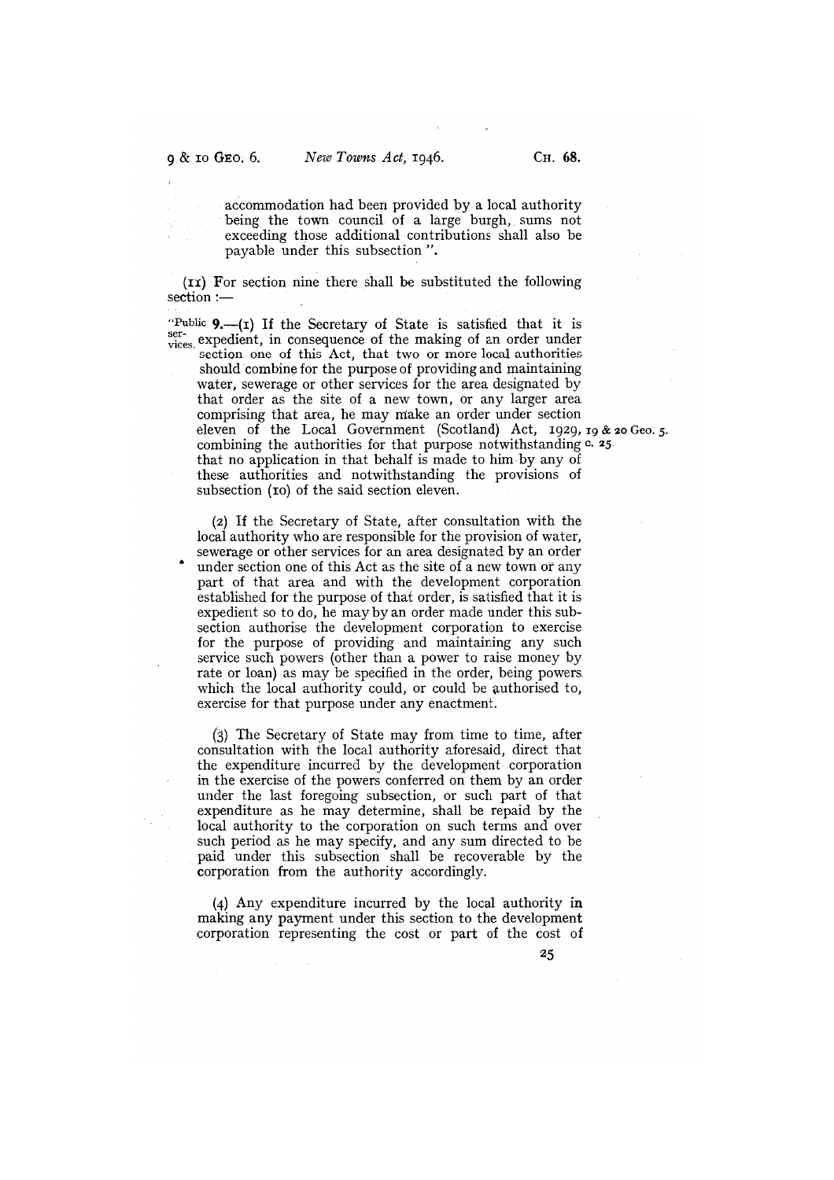accommodation had been provided by a local authority being the town council of a large burgh, sums not exceeding those additional contributions shall also be payable under this subsection ".

(11) For section nine there shall be substituted the following section :—

"Public services. 9.—(1) If the Secretary of State is satisfied that it is expedient, in consequence of the making of an order under section one of this Act, that two or more local authorities should combine for the purpose of providing and maintaining water, sewerage or other services for the area designated by that order as the site of a new town, or any larger area comprising that area, he may make an order under section eleven of the Local Government (Scotland) Act, 1929, combining the authorities for that purpose notwithstanding that no application in that behalf is made to him by any of these authorities and notwithstanding the provisions of subsection (10) of the said section eleven.

19 & 20 Geo. 5. c. 25.

(2) If the Secretary of State, after consultation with the local authority who are responsible for the provision of water, sewerage or other services for an area designated by an order under section one of this Act as the site of a new town or any part of that area and with the development corporation established for the purpose of that order, is satisfied that it is expedient so to do, he may by an order made under this subsection authorise the development corporation to exercise for the purpose of providing and maintaining any such service such powers (other than a power to raise money by rate or loan) as may be specified in the order, being powers which the local authority could, or could be authorised to, exercise for that purpose under any enactment.

(3) The Secretary of State may from time to time, after consultation with the local authority aforesaid, direct that the expenditure incurred by the development corporation in the exercise of the powers conferred on them by an order under the last foregoing subsection, or such part of that expenditure as he may determine, shall be repaid by the local authority to the corporation on such terms and over such period as he may specify, and any sum directed to be paid under this subsection shall be recoverable by the corporation from the authority accordingly.

(4) Any expenditure incurred by the local authority in making any payment under this section to the development corporation representing the cost or part of the cost of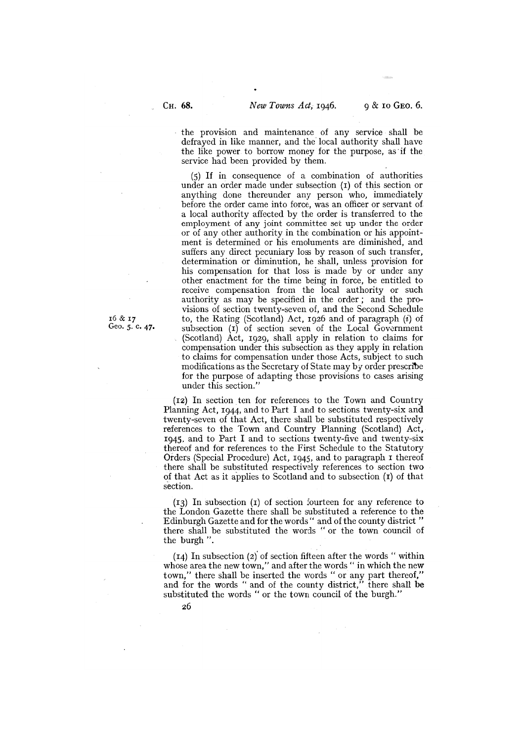the provision and maintenance of any service shall be defrayed in like manner, and the local authority shall have the like power to borrow money for the purpose, as if the service had been provided by them.

(5) If in consequence of a combination of authorities under an order made under subsection (1) of this section or anything done thereunder any person who, immediately before the order came into force, was an officer or servant of a local authority affected by the order is transferred to the employment of any joint committee set up under the order or of any other authority in the combination or his appointment is determined or his emoluments are diminished, and suffers any direct pecuniary loss by reason of such transfer, determination or diminution, he shall, unless provision for his compensation for that loss is made by or under any other enactment for the time being in force, be entitled to receive compensation from the local authority or such authority as may be specified in the order; and the provisions of section twenty-seven of, and the Second Schedule to, the Rating (Scotland) Act, 1926 and of paragraph (*i*) of subsection (1) of section seven of the Local Government (Scotland) Act, 1929, shall apply in relation to claims for compensation under this subsection as they apply in relation to claims for compensation under those Acts, subject to such modifications as the Secretary of State may by order prescribe for the purpose of adapting those provisions to cases arising under this section."

16 & 17 Geo. 5. c. 47.

(12) In section ten for references to the Town and Country Planning Act, 1944, and to Part I and to sections twenty-six and twenty-seven of that Act, there shall be substituted respectively references to the Town and Country Planning (Scotland) Act, 1945. and to Part I and to sections twenty-five and twenty-six thereof and for references to the First Schedule to the Statutory Orders (Special Procedure) Act, 1945, and to paragraph 1 thereof there shall be substituted respectively references to section two of that Act as it applies to Scotland and to subsection (1) of that section.

(13) In subsection (1) of section fourteen for any reference to the London Gazette there shall be substituted a reference to the Edinburgh Gazette and for the words " and of the county district " there shall be substituted the words " or the town council of the burgh ".

(14) In subsection (2) of section fifteen after the words " within whose area the new town," and after the words " in which the new town," there shall be inserted the words " or any part thereof," and for the words " and of the county district," there shall be substituted the words " or the town council of the burgh."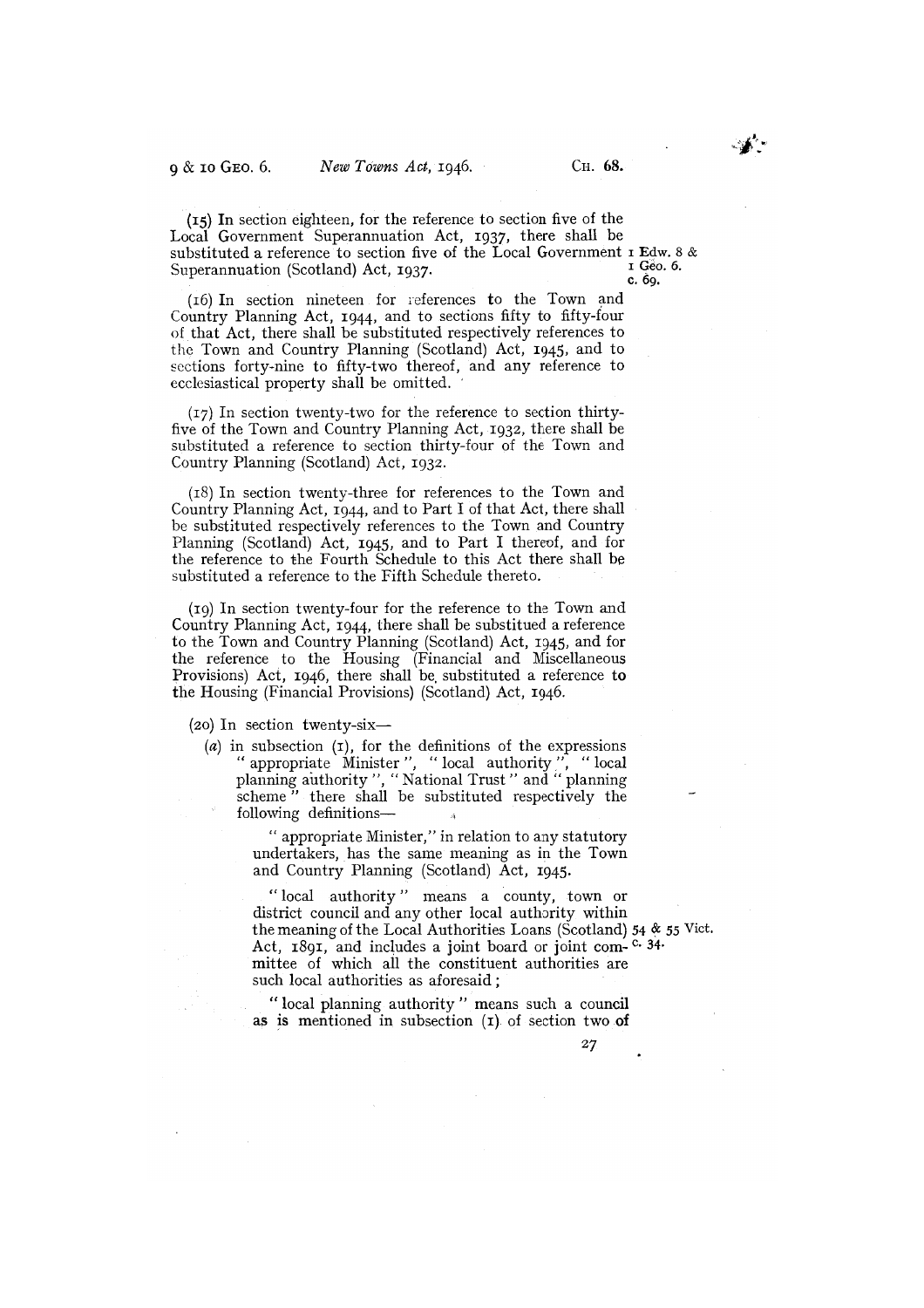(15) In section eighteen, for the reference to section five of the Local Government Superannuation Act, 1937, there shall be substituted a reference to section five of the Local Government Superannuation (Scotland) Act, 1937.

1 Edw. 8 & 1 Geo. 6. c. 69.

(16) In section nineteen for references to the Town and Country Planning Act, 1944, and to sections fifty to fifty-four of that Act, there shall be substituted respectively references to the Town and Country Planning (Scotland) Act, 1945, and to sections forty-nine to fifty-two thereof, and any reference to ecclesiastical property shall be omitted.

(17) In section twenty-two for the reference to section thirty-five of the Town and Country Planning Act, 1932, there shall be substituted a reference to section thirty-four of the Town and Country Planning (Scotland) Act, 1932.

(18) In section twenty-three for references to the Town and Country Planning Act, 1944, and to Part I of that Act, there shall be substituted respectively references to the Town and Country Planning (Scotland) Act, 1945, and to Part I thereof, and for the reference to the Fourth Schedule to this Act there shall be substituted a reference to the Fifth Schedule thereto.

(19) In section twenty-four for the reference to the Town and Country Planning Act, 1944, there shall be substitued a reference to the Town and Country Planning (Scotland) Act, 1945, and for the reference to the Housing (Financial and Miscellaneous Provisions) Act, 1946, there shall be substituted a reference to the Housing (Financial Provisions) (Scotland) Act, 1946.

(20) In section twenty-six—

(a) in subsection (1), for the definitions of the expressions "appropriate Minister", "local authority", "local planning authority", "National Trust" and "planning scheme" there shall be substituted respectively the following definitions—

"appropriate Minister," in relation to any statutory undertakers, has the same meaning as in the Town and Country Planning (Scotland) Act, 1945.

"local authority" means a county, town or district council and any other local authority within the meaning of the Local Authorities Loans (Scotland) Act, 1891, and includes a joint board or joint committee of which all the constituent authorities are such local authorities as aforesaid;

54 & 55 Vict. c. 34.

"local planning authority" means such a council as is mentioned in subsection (1) of section two of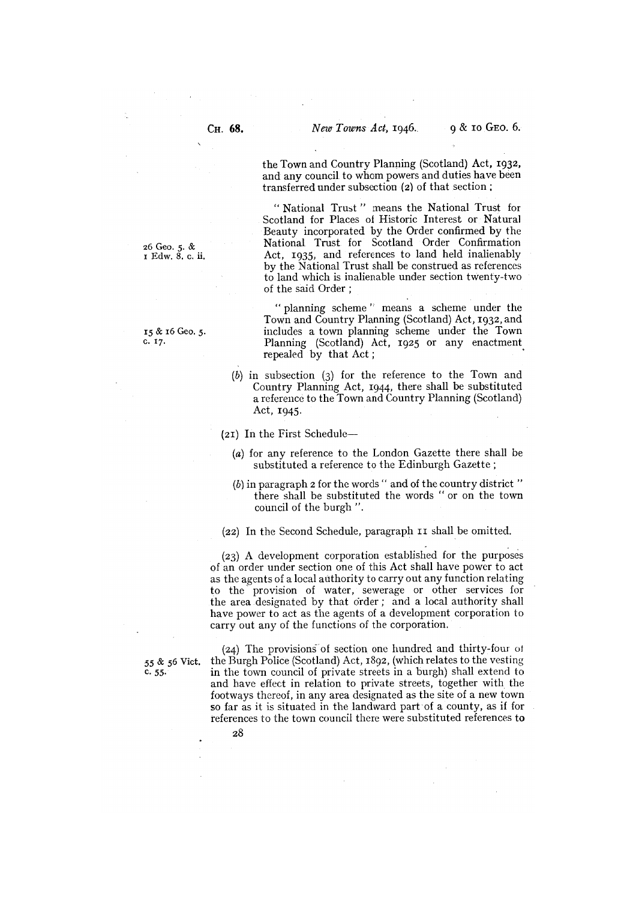the Town and Country Planning (Scotland) Act, 1932, and any council to whom powers and duties have been transferred under subsection (2) of that section ;

" National Trust " means the National Trust for Scotland for Places of Historic Interest or Natural Beauty incorporated by the Order confirmed by the National Trust for Scotland Order Confirmation Act, 1935, and references to land held inalienably by the National Trust shall be construed as references to land which is inalienable under section twenty-two of the said Order ;

26 Geo. 5. & 1 Edw. 8. c. ii.

" planning scheme " means a scheme under the Town and Country Planning (Scotland) Act, 1932, and includes a town planning scheme under the Town Planning (Scotland) Act, 1925 or any enactment repealed by that Act ;

15 & 16 Geo. 5. c. 17.

(*b*) in subsection (3) for the reference to the Town and Country Planning Act, 1944, there shall be substituted a reference to the Town and Country Planning (Scotland) Act, 1945.

(21) In the First Schedule—

(*a*) for any reference to the London Gazette there shall be substituted a reference to the Edinburgh Gazette ;

(*b*) in paragraph 2 for the words " and of the country district " there shall be substituted the words " or on the town council of the burgh ".

(22) In the Second Schedule, paragraph 11 shall be omitted.

(23) A development corporation established for the purposes of an order under section one of this Act shall have power to act as the agents of a local authority to carry out any function relating to the provision of water, sewerage or other services for the area designated by that order ; and a local authority shall have power to act as the agents of a development corporation to carry out any of the functions of the corporation.

(24) The provisions of section one hundred and thirty-four of the Burgh Police (Scotland) Act, 1892, (which relates to the vesting in the town council of private streets in a burgh) shall extend to and have effect in relation to private streets, together with the footways thereof, in any area designated as the site of a new town so far as it is situated in the landward part of a county, as if for references to the town council there were substituted references to

55 & 56 Vict. c. 55.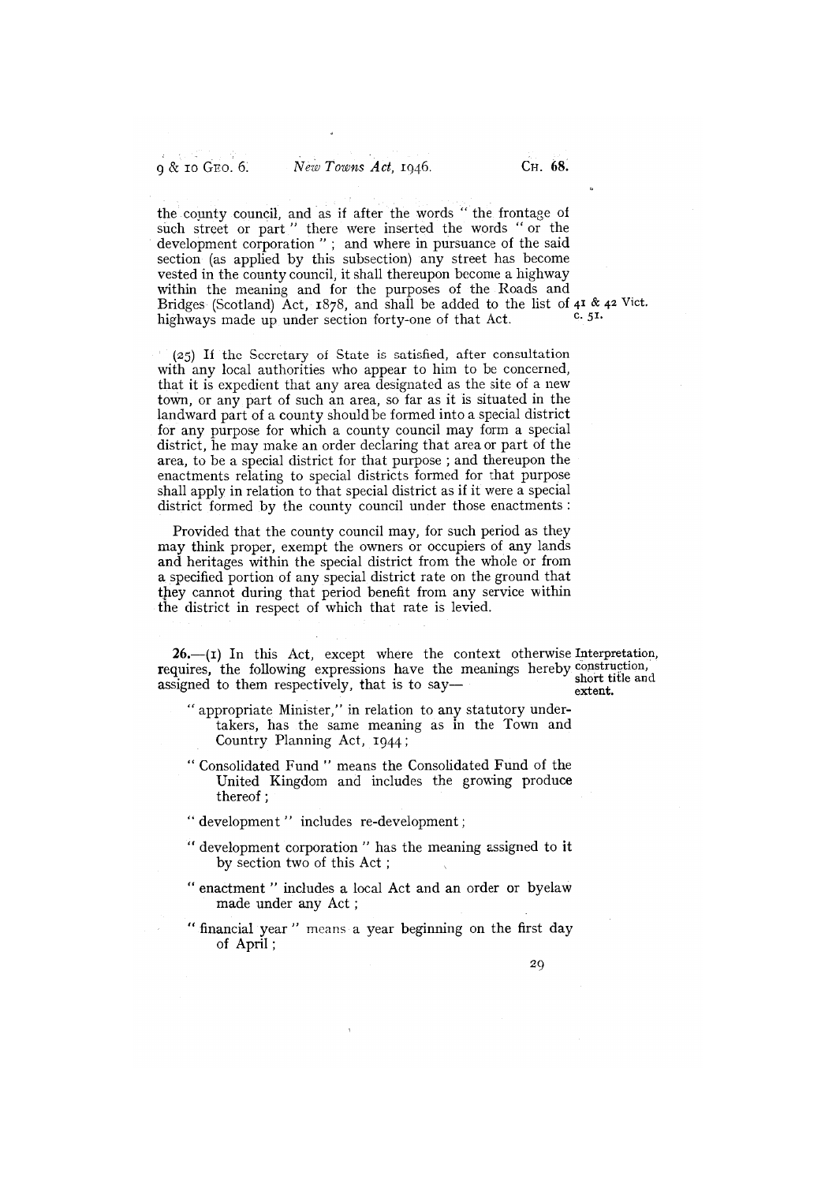the county council, and as if after the words " the frontage of such street or part " there were inserted the words " or the development corporation " ; and where in pursuance of the said section (as applied by this subsection) any street has become vested in the county council, it shall thereupon become a highway within the meaning and for the purposes of the Roads and Bridges (Scotland) Act, 1878, and shall be added to the list of highways made up under section forty-one of that Act.

41 & 42 Vict. c. 51.

(25) If the Secretary of State is satisfied, after consultation with any local authorities who appear to him to be concerned, that it is expedient that any area designated as the site of a new town, or any part of such an area, so far as it is situated in the landward part of a county should be formed into a special district for any purpose for which a county council may form a special district, he may make an order declaring that area or part of the area, to be a special district for that purpose ; and thereupon the enactments relating to special districts formed for that purpose shall apply in relation to that special district as if it were a special district formed by the county council under those enactments :

Provided that the county council may, for such period as they may think proper, exempt the owners or occupiers of any lands and heritages within the special district from the whole or from a specified portion of any special district rate on the ground that they cannot during that period benefit from any service within the district in respect of which that rate is levied.

**Interpretation, construction, short title and extent.**

**26.**—(1) In this Act, except where the context otherwise requires, the following expressions have the meanings hereby assigned to them respectively, that is to say—

" appropriate Minister," in relation to any statutory undertakers, has the same meaning as in the Town and Country Planning Act, 1944 ;

" Consolidated Fund " means the Consolidated Fund of the United Kingdom and includes the growing produce thereof ;

" development " includes re-development ;

" development corporation " has the meaning assigned to it by section two of this Act ;

" enactment " includes a local Act and an order or byelaw made under any Act ;

" financial year " means a year beginning on the first day of April ;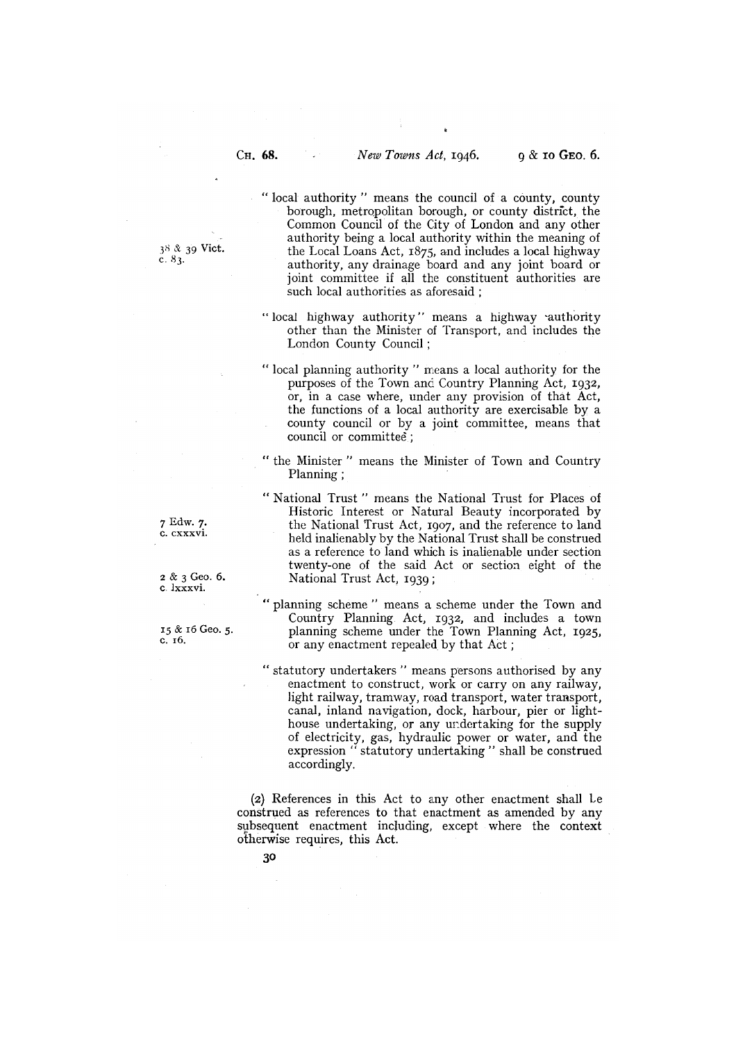"local authority" means the council of a county, county borough, metropolitan borough, or county district, the Common Council of the City of London and any other authority being a local authority within the meaning of the Local Loans Act, 1875, and includes a local highway authority, any drainage board and any joint board or joint committee if all the constituent authorities are such local authorities as aforesaid ;

38 & 39 Vict. c. 83.

"local highway authority" means a highway authority other than the Minister of Transport, and includes the London County Council ;

"local planning authority" means a local authority for the purposes of the Town and Country Planning Act, 1932, or, in a case where, under any provision of that Act, the functions of a local authority are exercisable by a county council or by a joint committee, means that council or committee ;

"the Minister" means the Minister of Town and Country Planning ;

"National Trust" means the National Trust for Places of Historic Interest or Natural Beauty incorporated by the National Trust Act, 1907, and the reference to land held inalienably by the National Trust shall be construed as a reference to land which is inalienable under section twenty-one of the said Act or section eight of the National Trust Act, 1939 ;

7 Edw. 7. c. cxxxvi.

2 & 3 Geo. 6. c. lxxxvi.

"planning scheme" means a scheme under the Town and Country Planning Act, 1932, and includes a town planning scheme under the Town Planning Act, 1925, or any enactment repealed by that Act ;

15 & 16 Geo. 5. c. 16.

"statutory undertakers" means persons authorised by any enactment to construct, work or carry on any railway, light railway, tramway, road transport, water transport, canal, inland navigation, dock, harbour, pier or lighthouse undertaking, or any undertaking for the supply of electricity, gas, hydraulic power or water, and the expression "statutory undertaking" shall be construed accordingly.

(2) References in this Act to any other enactment shall be construed as references to that enactment as amended by any subsequent enactment including, except where the context otherwise requires, this Act.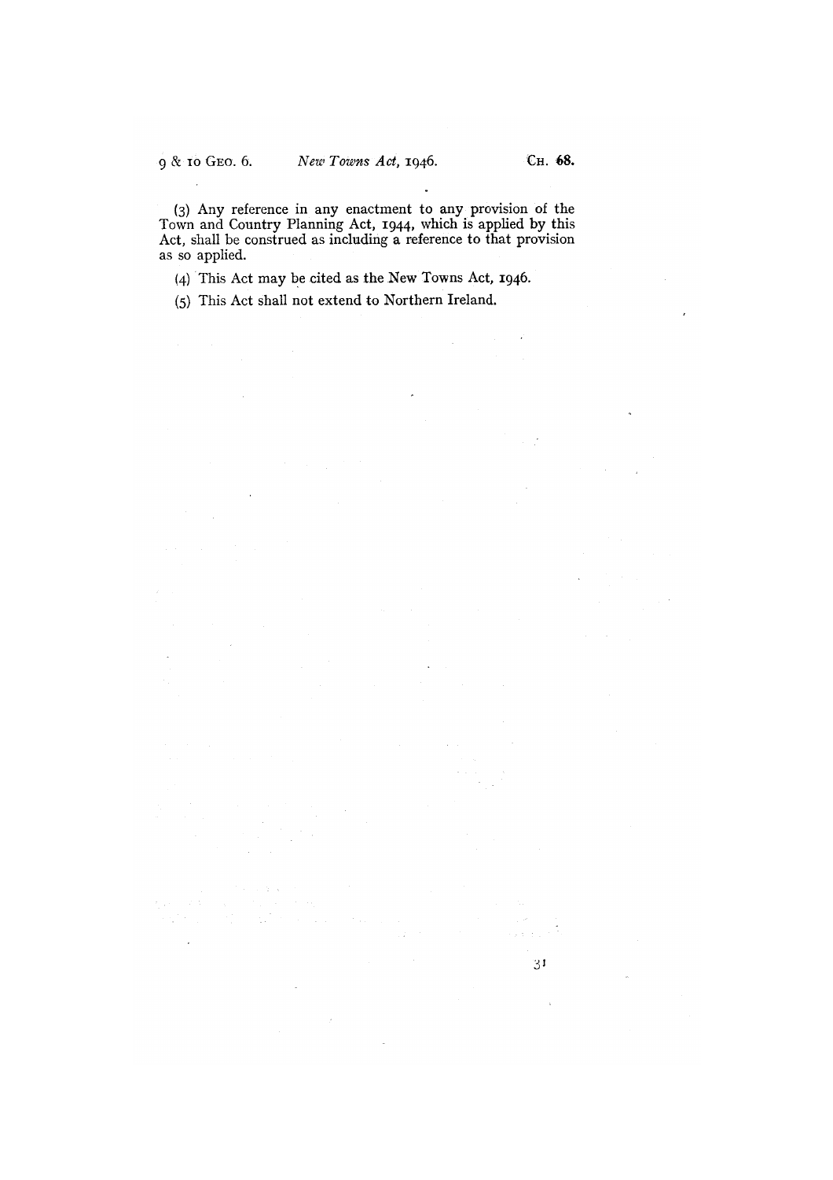(3) Any reference in any enactment to any provision of the Town and Country Planning Act, 1944, which is applied by this Act, shall be construed as including a reference to that provision as so applied.

(4) This Act may be cited as the New Towns Act, 1946.

(5) This Act shall not extend to Northern Ireland.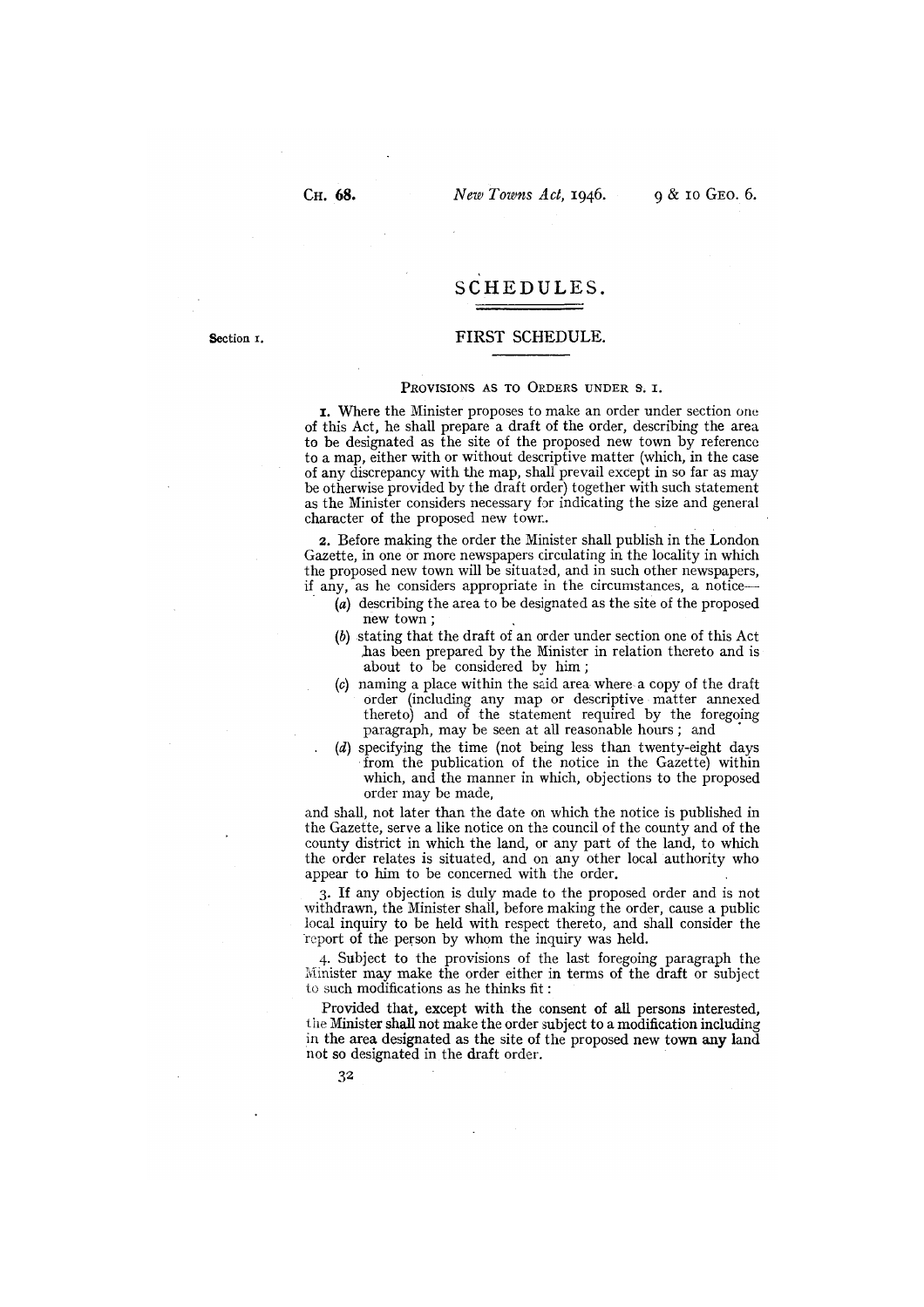# SCHEDULES.

## FIRST SCHEDULE.

Section 1.

### PROVISIONS AS TO ORDERS UNDER S. 1.

1. Where the Minister proposes to make an order under section one of this Act, he shall prepare a draft of the order, describing the area to be designated as the site of the proposed new town by reference to a map, either with or without descriptive matter (which, in the case of any discrepancy with the map, shall prevail except in so far as may be otherwise provided by the draft order) together with such statement as the Minister considers necessary for indicating the size and general character of the proposed new town.

2. Before making the order the Minister shall publish in the London Gazette, in one or more newspapers circulating in the locality in which the proposed new town will be situated, and in such other newspapers, if any, as he considers appropriate in the circumstances, a notice—

- (a) describing the area to be designated as the site of the proposed new town;
- (b) stating that the draft of an order under section one of this Act has been prepared by the Minister in relation thereto and is about to be considered by him;
- (c) naming a place within the said area where a copy of the draft order (including any map or descriptive matter annexed thereto) and of the statement required by the foregoing paragraph, may be seen at all reasonable hours; and
- (d) specifying the time (not being less than twenty-eight days from the publication of the notice in the Gazette) within which, and the manner in which, objections to the proposed order may be made,

and shall, not later than the date on which the notice is published in the Gazette, serve a like notice on the council of the county and of the county district in which the land, or any part of the land, to which the order relates is situated, and on any other local authority who appear to him to be concerned with the order.

3. If any objection is duly made to the proposed order and is not withdrawn, the Minister shall, before making the order, cause a public local inquiry to be held with respect thereto, and shall consider the report of the person by whom the inquiry was held.

4. Subject to the provisions of the last foregoing paragraph the Minister may make the order either in terms of the draft or subject to such modifications as he thinks fit:

Provided that, except with the consent of all persons interested, the Minister shall not make the order subject to a modification including in the area designated as the site of the proposed new town any land not so designated in the draft order.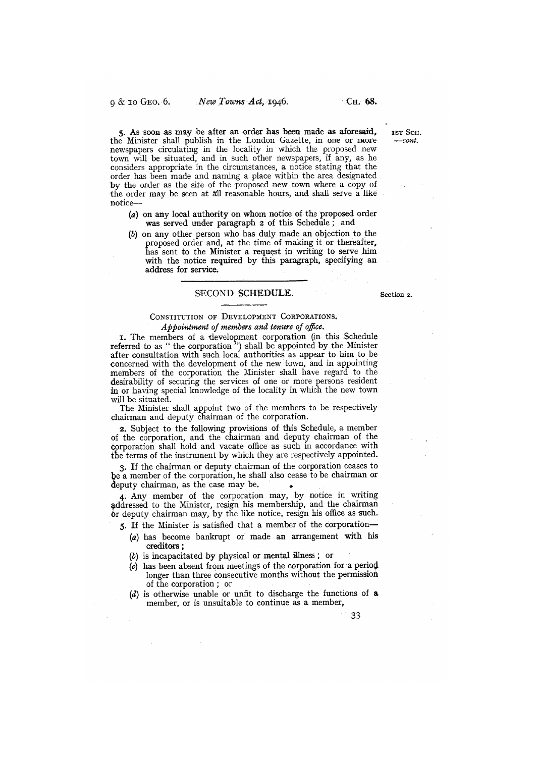5. As soon as may be after an order has been made as aforesaid, the Minister shall publish in the London Gazette, in one or more newspapers circulating in the locality in which the proposed new town will be situated, and in such other newspapers, if any, as he considers appropriate in the circumstances, a notice stating that the order has been made and naming a place within the area designated by the order as the site of the proposed new town where a copy of the order may be seen at all reasonable hours, and shall serve a like notice—

(a) on any local authority on whom notice of the proposed order was served under paragraph 2 of this Schedule; and

(b) on any other person who has duly made an objection to the proposed order and, at the time of making it or thereafter, has sent to the Minister a request in writing to serve him with the notice required by this paragraph, specifying an address for service.

## SECOND SCHEDULE.

Section 2.

### CONSTITUTION OF DEVELOPMENT CORPORATIONS.

*Appointment of members and tenure of office.*

1. The members of a development corporation (in this Schedule referred to as "the corporation") shall be appointed by the Minister after consultation with such local authorities as appear to him to be concerned with the development of the new town, and in appointing members of the corporation the Minister shall have regard to the desirability of securing the services of one or more persons resident in or having special knowledge of the locality in which the new town will be situated.

The Minister shall appoint two of the members to be respectively chairman and deputy chairman of the corporation.

2. Subject to the following provisions of this Schedule, a member of the corporation, and the chairman and deputy chairman of the corporation shall hold and vacate office as such in accordance with the terms of the instrument by which they are respectively appointed.

3. If the chairman or deputy chairman of the corporation ceases to be a member of the corporation, he shall also cease to be chairman or deputy chairman, as the case may be.

4. Any member of the corporation may, by notice in writing addressed to the Minister, resign his membership, and the chairman or deputy chairman may, by the like notice, resign his office as such.

5. If the Minister is satisfied that a member of the corporation—

(a) has become bankrupt or made an arrangement with his creditors;

(b) is incapacitated by physical or mental illness; or

(c) has been absent from meetings of the corporation for a period longer than three consecutive months without the permission of the corporation; or

(d) is otherwise unable or unfit to discharge the functions of a member, or is unsuitable to continue as a member,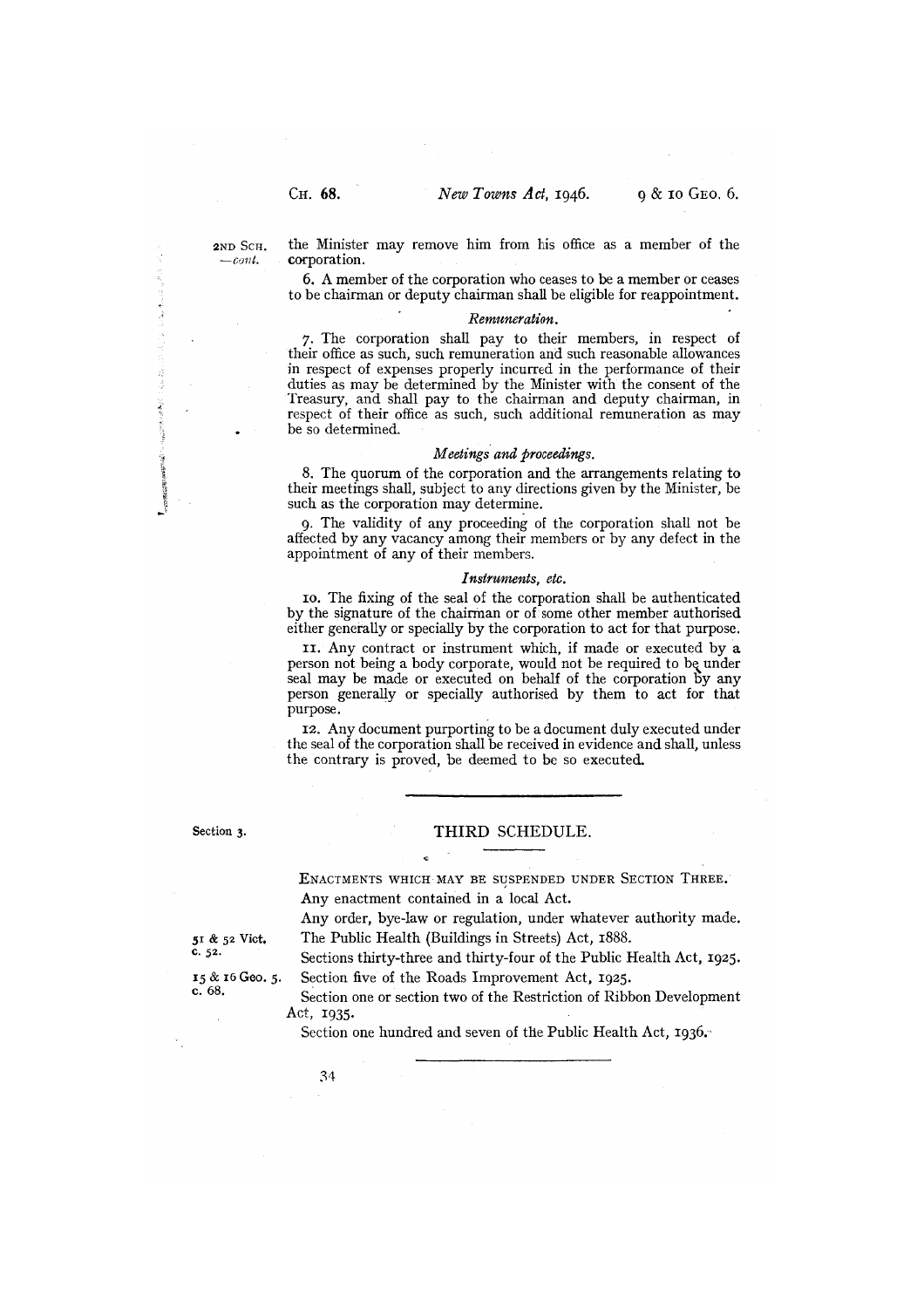2ND SCH. —*cont.*

the Minister may remove him from his office as a member of the corporation.

6. A member of the corporation who ceases to be a member or ceases to be chairman or deputy chairman shall be eligible for reappointment.

*Remuneration.*

7. The corporation shall pay to their members, in respect of their office as such, such remuneration and such reasonable allowances in respect of expenses properly incurred in the performance of their duties as may be determined by the Minister with the consent of the Treasury, and shall pay to the chairman and deputy chairman, in respect of their office as such, such additional remuneration as may be so determined.

*Meetings and proceedings.*

8. The quorum of the corporation and the arrangements relating to their meetings shall, subject to any directions given by the Minister, be such as the corporation may determine.

9. The validity of any proceeding of the corporation shall not be affected by any vacancy among their members or by any defect in the appointment of any of their members.

*Instruments, etc.*

10. The fixing of the seal of the corporation shall be authenticated by the signature of the chairman or of some other member authorised either generally or specially by the corporation to act for that purpose.

11. Any contract or instrument which, if made or executed by a person not being a body corporate, would not be required to be under seal may be made or executed on behalf of the corporation by any person generally or specially authorised by them to act for that purpose.

12. Any document purporting to be a document duly executed under the seal of the corporation shall be received in evidence and shall, unless the contrary is proved, be deemed to be so executed.

---

Section 3.

## THIRD SCHEDULE.

ENACTMENTS WHICH MAY BE SUSPENDED UNDER SECTION THREE.

Any enactment contained in a local Act.

Any order, bye-law or regulation, under whatever authority made.

51 & 52 Vict. c. 52. — The Public Health (Buildings in Streets) Act, 1888.

Sections thirty-three and thirty-four of the Public Health Act, 1925.

15 & 16 Geo. 5. c. 68. — Section five of the Roads Improvement Act, 1925.

Section one or section two of the Restriction of Ribbon Development Act, 1935.

Section one hundred and seven of the Public Health Act, 1936.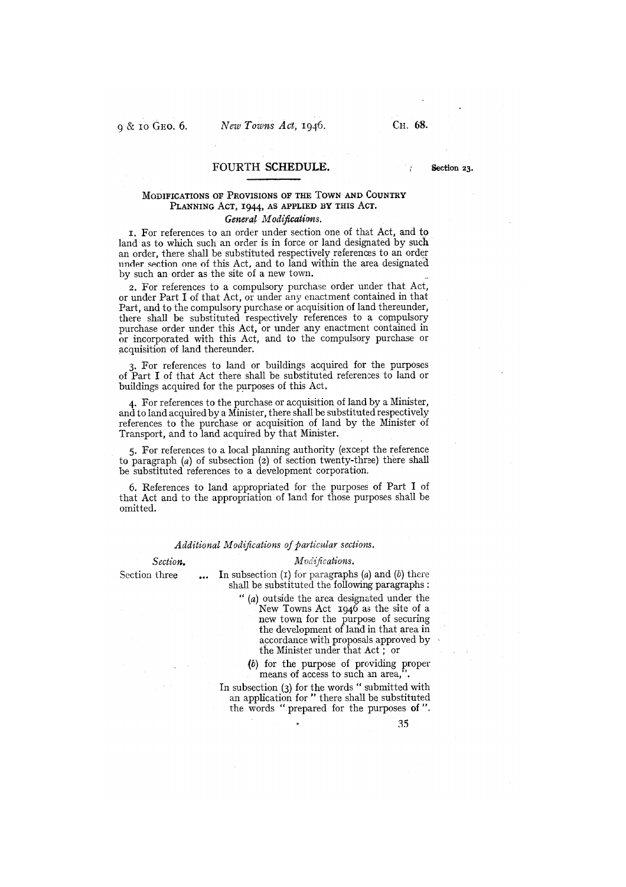## FOURTH SCHEDULE.

Section 23.

### MODIFICATIONS OF PROVISIONS OF THE TOWN AND COUNTRY PLANNING ACT, 1944, AS APPLIED BY THIS ACT.

*General Modifications.*

1. For references to an order under section one of that Act, and to land as to which such an order is in force or land designated by such an order, there shall be substituted respectively references to an order under section one of this Act, and to land within the area designated by such an order as the site of a new town.

2. For references to a compulsory purchase order under that Act, or under Part I of that Act, or under any enactment contained in that Part, and to the compulsory purchase or acquisition of land thereunder, there shall be substituted respectively references to a compulsory purchase order under this Act, or under any enactment contained in or incorporated with this Act, and to the compulsory purchase or acquisition of land thereunder.

3. For references to land or buildings acquired for the purposes of Part I of that Act there shall be substituted references to land or buildings acquired for the purposes of this Act.

4. For references to the purchase or acquisition of land by a Minister, and to land acquired by a Minister, there shall be substituted respectively references to the purchase or acquisition of land by the Minister of Transport, and to land acquired by that Minister.

5. For references to a local planning authority (except the reference to paragraph (*a*) of subsection (2) of section twenty-three) there shall be substituted references to a development corporation.

6. References to land appropriated for the purposes of Part I of that Act and to the appropriation of land for those purposes shall be omitted.

*Additional Modifications of particular sections.*

| *Section.* | *Modifications.* |
|---|---|
| Section three ... | In subsection (1) for paragraphs (*a*) and (*b*) there shall be substituted the following paragraphs : " (*a*) outside the area designated under the New Towns Act 1946 as the site of a new town for the purpose of securing the development of land in that area in accordance with proposals approved by the Minister under that Act ; or (*b*) for the purpose of providing proper means of access to such an area,". In subsection (3) for the words " submitted with an application for " there shall be substituted the words " prepared for the purposes of ". |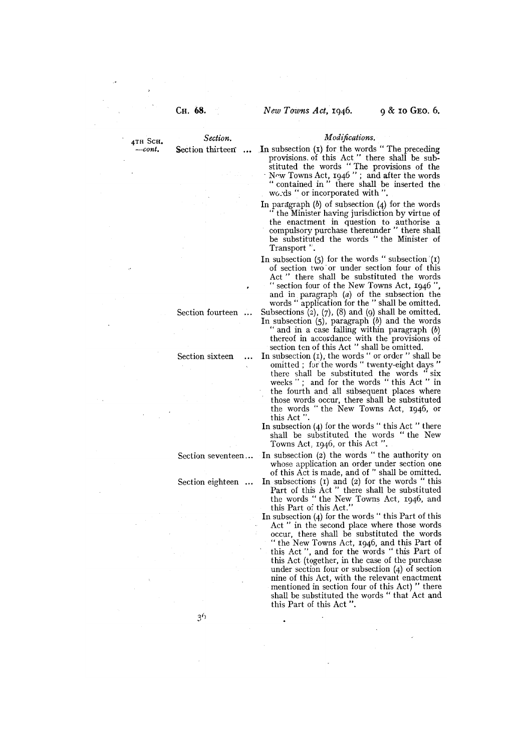4TH SCH. —*cont.*

| *Section.* | *Modifications.* |
|---|---|
| Section thirteen ... | In subsection (1) for the words " The preceding provisions of this Act " there shall be substituted the words " The provisions of the New Towns Act, 1946 " ; and after the words " contained in " there shall be inserted the words " or incorporated with ". |
| | In paragraph (*b*) of subsection (4) for the words " the Minister having jurisdiction by virtue of the enactment in question to authorise a compulsory purchase thereunder " there shall be substituted the words " the Minister of Transport ". |
| | In subsection (5) for the words " subsection (1) of section two or under section four of this Act " there shall be substituted the words " section four of the New Towns Act, 1946 ", and in paragraph (*a*) of the subsection the words " application for the " shall be omitted. |
| Section fourteen ... | Subsections (2), (7), (8) and (9) shall be omitted. |
| | In subsection (5), paragraph (*b*) and the words " and in a case falling within paragraph (*b*) thereof in accordance with the provisions of section ten of this Act " shall be omitted. |
| Section sixteen ... | In subsection (1), the words " or order " shall be omitted ; for the words " twenty-eight days " there shall be substituted the words " six weeks " ; and for the words " this Act " in the fourth and all subsequent places where those words occur, there shall be substituted the words " the New Towns Act, 1946, or this Act ". |
| | In subsection (4) for the words " this Act " there shall be substituted the words " the New Towns Act, 1946, or this Act ". |
| Section seventeen... | In subsection (2) the words " the authority on whose application an order under section one of this Act is made, and of " shall be omitted. |
| Section eighteen ... | In subsections (1) and (2) for the words " this Part of this Act " there shall be substituted the words " the New Towns Act, 1946, and this Part of this Act." |
| | In subsection (4) for the words " this Part of this Act " in the second place where those words occur, there shall be substituted the words " the New Towns Act, 1946, and this Part of this Act ", and for the words " this Part of this Act (together, in the case of the purchase under section four or subsection (4) of section nine of this Act, with the relevant enactment mentioned in section four of this Act) " there shall be substituted the words " that Act and this Part of this Act ". |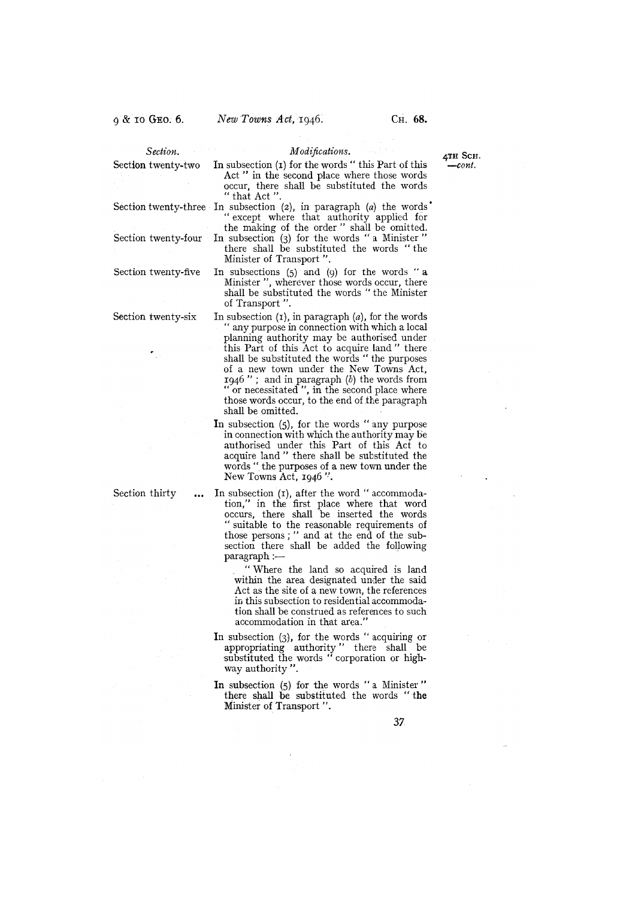| *Section.* | *Modifications.* |
|---|---|
| Section twenty-two | In subsection (1) for the words " this Part of this Act " in the second place where those words occur, there shall be substituted the words " that Act ". |
| Section twenty-three | In subsection (2), in paragraph (*a*) the words " except where that authority applied for the making of the order " shall be omitted. |
| Section twenty-four | In subsection (3) for the words " a Minister " there shall be substituted the words " the Minister of Transport ". |
| Section twenty-five | In subsections (5) and (9) for the words " a Minister ", wherever those words occur, there shall be substituted the words " the Minister of Transport ". |
| Section twenty-six | In subsection (1), in paragraph (*a*), for the words " any purpose in connection with which a local planning authority may be authorised under this Part of this Act to acquire land " there shall be substituted the words " the purposes of a new town under the New Towns Act, 1946 " ; and in paragraph (*b*) the words from " or necessitated ", in the second place where those words occur, to the end of the paragraph shall be omitted. |
| | In subsection (5), for the words " any purpose in connection with which the authority may be authorised under this Part of this Act to acquire land " there shall be substituted the words " the purposes of a new town under the New Towns Act, 1946 ". |
| Section thirty ... | In subsection (1), after the word " accommodation," in the first place where that word occurs, there shall be inserted the words " suitable to the reasonable requirements of those persons ; " and at the end of the subsection there shall be added the following paragraph :— " Where the land so acquired is land within the area designated under the said Act as the site of a new town, the references in this subsection to residential accommodation shall be construed as references to such accommodation in that area." |
| | In subsection (3), for the words " acquiring or appropriating authority " there shall be substituted the words " corporation or highway authority ". |
| | In subsection (5) for the words " a Minister " there shall be substituted the words " the Minister of Transport ". |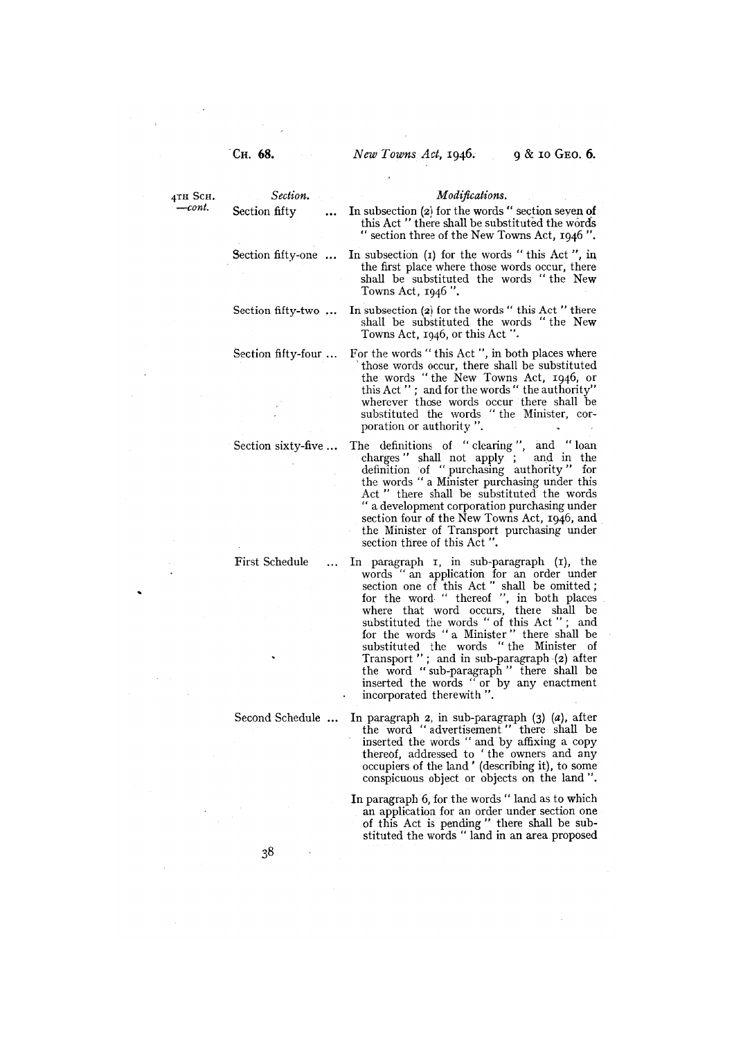4TH SCH. —*cont.*

| *Section.* | *Modifications.* |
|---|---|
| Section fifty ... | In subsection (2) for the words " section seven of this Act " there shall be substituted the words " section three of the New Towns Act, 1946 ". |
| Section fifty-one ... | In subsection (1) for the words " this Act ", in the first place where those words occur, there shall be substituted the words " the New Towns Act, 1946 ". |
| Section fifty-two ... | In subsection (2) for the words " this Act " there shall be substituted the words " the New Towns Act, 1946, or this Act ". |
| Section fifty-four ... | For the words " this Act ", in both places where those words occur, there shall be substituted the words " the New Towns Act, 1946, or this Act " ; and for the words " the authority" wherever those words occur there shall be substituted the words " the Minister, corporation or authority ". |
| Section sixty-five ... | The definitions of " clearing ", and " loan charges " shall not apply ; and in the definition of " purchasing authority " for the words " a Minister purchasing under this Act " there shall be substituted the words " a development corporation purchasing under section four of the New Towns Act, 1946, and the Minister of Transport purchasing under section three of this Act ". |
| First Schedule ... | In paragraph 1, in sub-paragraph (1), the words " an application for an order under section one of this Act " shall be omitted; for the word " thereof ", in both places where that word occurs, there shall be substituted the words " of this Act " ; and for the words " a Minister " there shall be substituted the words " the Minister of Transport " ; and in sub-paragraph (2) after the word " sub-paragraph " there shall be inserted the words " or by any enactment incorporated therewith ". |
| Second Schedule ... | In paragraph 2, in sub-paragraph (3) (*a*), after the word " advertisement " there shall be inserted the words " and by affixing a copy thereof, addressed to ' the owners and any occupiers of the land ' (describing it), to some conspicuous object or objects on the land ". |
| | In paragraph 6, for the words " land as to which an application for an order under section one of this Act is pending " there shall be substituted the words " land in an area proposed |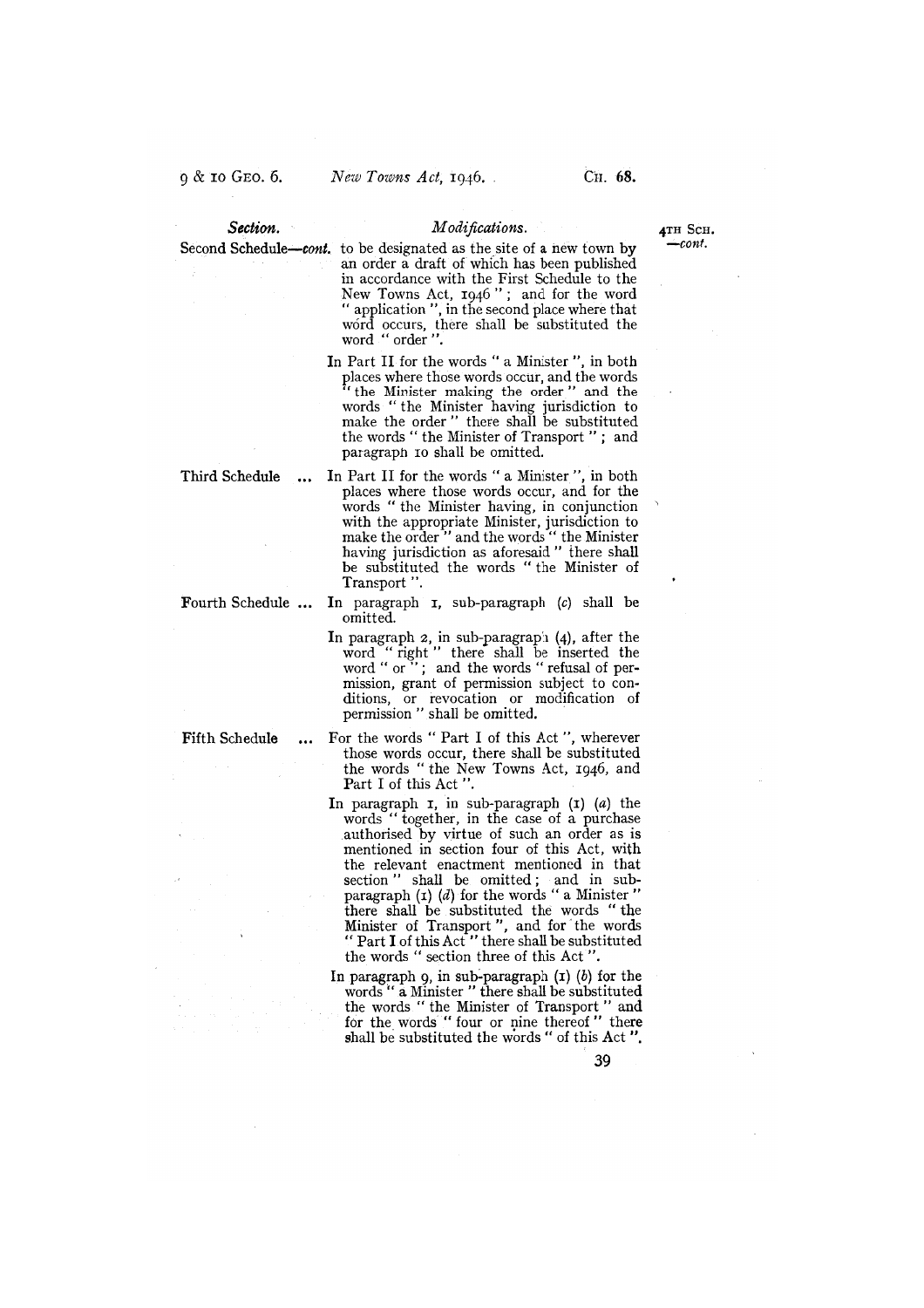| Section. | Modifications. |
|---|---|
| Second Schedule—*cont.* | to be designated as the site of a new town by an order a draft of which has been published in accordance with the First Schedule to the New Towns Act, 1946"; and for the word "application", in the second place where that word occurs, there shall be substituted the word "order". |
| | In Part II for the words "a Minister", in both places where those words occur, and the words "the Minister making the order" and the words "the Minister having jurisdiction to make the order" there shall be substituted the words "the Minister of Transport"; and paragraph 10 shall be omitted. |
| Third Schedule ... | In Part II for the words "a Minister", in both places where those words occur, and for the words "the Minister having, in conjunction with the appropriate Minister, jurisdiction to make the order" and the words "the Minister having jurisdiction as aforesaid" there shall be substituted the words "the Minister of Transport". |
| Fourth Schedule ... | In paragraph 1, sub-paragraph (*c*) shall be omitted. |
| | In paragraph 2, in sub-paragraph (4), after the word "right" there shall be inserted the word "or"; and the words "refusal of permission, grant of permission subject to conditions, or revocation or modification of permission" shall be omitted. |
| Fifth Schedule ... | For the words "Part I of this Act", wherever those words occur, there shall be substituted the words "the New Towns Act, 1946, and Part I of this Act". |
| | In paragraph 1, in sub-paragraph (1) (*a*) the words "together, in the case of a purchase authorised by virtue of such an order as is mentioned in section four of this Act, with the relevant enactment mentioned in that section" shall be omitted; and in sub-paragraph (1) (*d*) for the words "a Minister" there shall be substituted the words "the Minister of Transport", and for the words "Part I of this Act" there shall be substituted the words "section three of this Act". |
| | In paragraph 9, in sub-paragraph (1) (*b*) for the words "a Minister" there shall be substituted the words "the Minister of Transport" and for the words "four or nine thereof" there shall be substituted the words "of this Act". |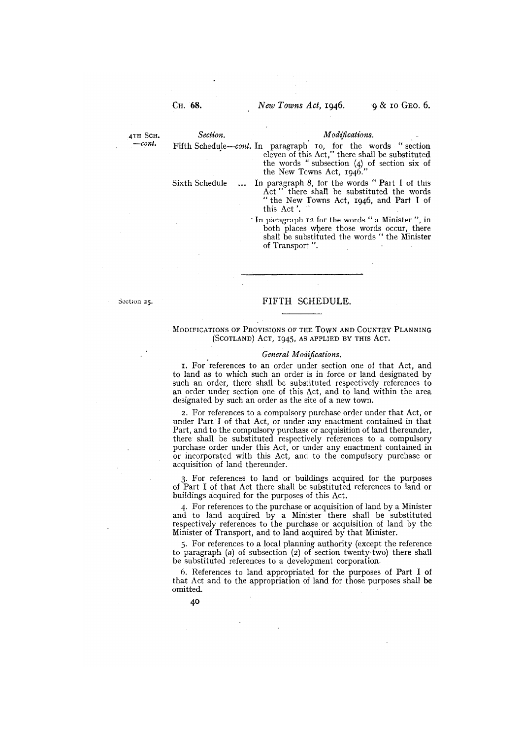4TH SCH. —*cont.*

| *Section.* | *Modifications.* |
|---|---|
| Fifth Schedule—*cont.* | In paragraph 10, for the words "section eleven of this Act," there shall be substituted the words "subsection (4) of section six of the New Towns Act, 1946." |
| Sixth Schedule ... | In paragraph 8, for the words "Part I of this Act" there shall be substituted the words "the New Towns Act, 1946, and Part I of this Act'. |
| | In paragraph 12 for the words "a Minister", in both places where those words occur, there shall be substituted the words "the Minister of Transport". |

Section 25.

## FIFTH SCHEDULE.

### MODIFICATIONS OF PROVISIONS OF THE TOWN AND COUNTRY PLANNING (SCOTLAND) ACT, 1945, AS APPLIED BY THIS ACT.

*General Modifications.*

1. For references to an order under section one of that Act, and to land as to which such an order is in force or land designated by such an order, there shall be substituted respectively references to an order under section one of this Act, and to land within the area designated by such an order as the site of a new town.

2. For references to a compulsory purchase order under that Act, or under Part I of that Act, or under any enactment contained in that Part, and to the compulsory purchase or acquisition of land thereunder, there shall be substituted respectively references to a compulsory purchase order under this Act, or under any enactment contained in or incorporated with this Act, and to the compulsory purchase or acquisition of land thereunder.

3. For references to land or buildings acquired for the purposes of Part I of that Act there shall be substituted references to land or buildings acquired for the purposes of this Act.

4. For references to the purchase or acquisition of land by a Minister and to land acquired by a Minister there shall be substituted respectively references to the purchase or acquisition of land by the Minister of Transport, and to land acquired by that Minister.

5. For references to a local planning authority (except the reference to paragraph (*a*) of subsection (2) of section twenty-two) there shall be substituted references to a development corporation.

6. References to land appropriated for the purposes of Part I of that Act and to the appropriation of land for those purposes shall be omitted.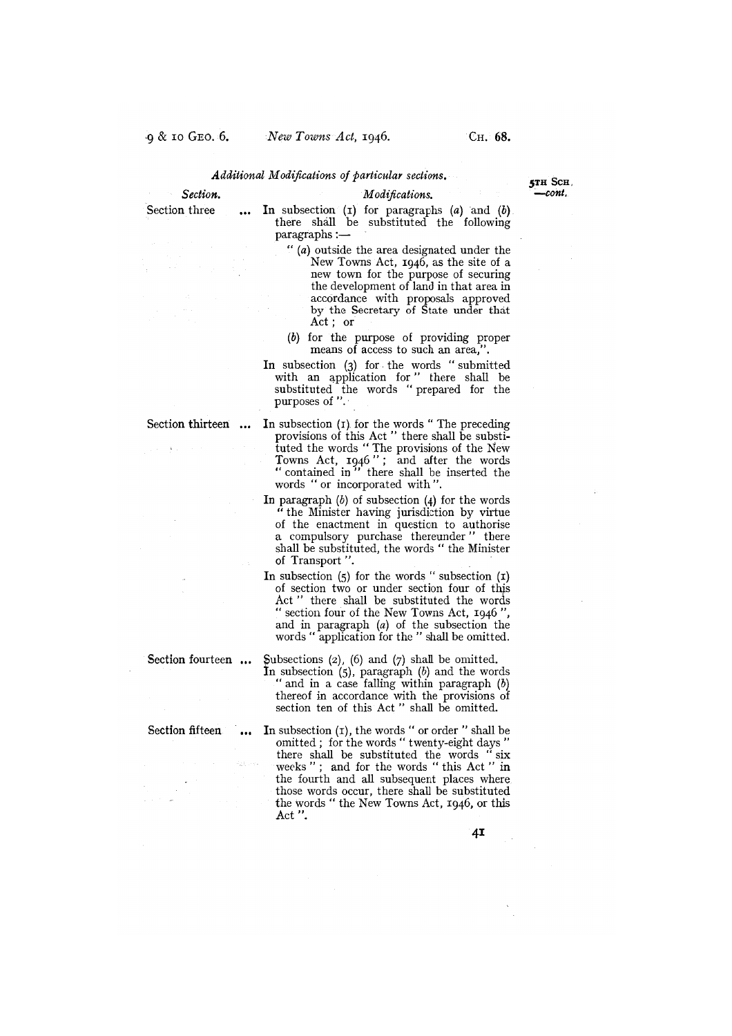*Additional Modifications of particular sections.*

| *Section.* | *Modifications.* |
|---|---|
| Section three ... | In subsection (1) for paragraphs (*a*) and (*b*) there shall be substituted the following paragraphs :— " (*a*) outside the area designated under the New Towns Act, 1946, as the site of a new town for the purpose of securing the development of land in that area in accordance with proposals approved by the Secretary of State under that Act ; or (*b*) for the purpose of providing proper means of access to such an area,". In subsection (3) for the words " submitted with an application for " there shall be substituted the words " prepared for the purposes of ". |
| Section thirteen ... | In subsection (1) for the words " The preceding provisions of this Act " there shall be substituted the words " The provisions of the New Towns Act, 1946 " ; and after the words " contained in " there shall be inserted the words " or incorporated with ". In paragraph (*b*) of subsection (4) for the words " the Minister having jurisdiction by virtue of the enactment in question to authorise a compulsory purchase thereunder " there shall be substituted, the words " the Minister of Transport ". In subsection (5) for the words " subsection (1) of section two or under section four of this Act " there shall be substituted the words " section four of the New Towns Act, 1946 ", and in paragraph (*a*) of the subsection the words " application for the " shall be omitted. |
| Section fourteen ... | Subsections (2), (6) and (7) shall be omitted. In subsection (5), paragraph (*b*) and the words " and in a case falling within paragraph (*b*) thereof in accordance with the provisions of section ten of this Act " shall be omitted. |
| Section fifteen ... | In subsection (1), the words " or order " shall be omitted ; for the words " twenty-eight days " there shall be substituted the words " six weeks " ; and for the words " this Act " in the fourth and all subsequent places where those words occur, there shall be substituted the words " the New Towns Act, 1946, or this Act ". |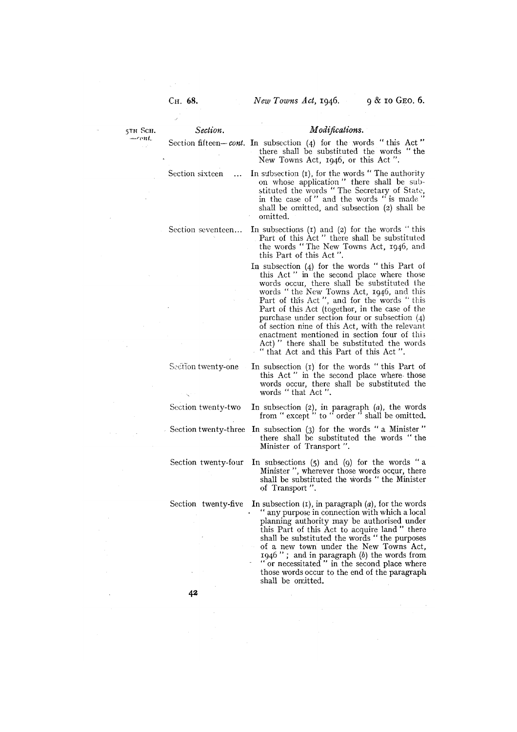5TH SCH. —*cont.*

| *Section.* | *Modifications.* |
|---|---|
| Section fifteen—*cont.* | In subsection (4) for the words "this Act" there shall be substituted the words "the New Towns Act, 1946, or this Act". |
| Section sixteen ... | In subsection (1), for the words "The authority on whose application" there shall be substituted the words "The Secretary of State, in the case of" and the words "is made" shall be omitted, and subsection (2) shall be omitted. |
| Section seventeen... | In subsections (1) and (2) for the words "this Part of this Act" there shall be substituted the words "The New Towns Act, 1946, and this Part of this Act". In subsection (4) for the words "this Part of this Act" in the second place where those words occur, there shall be substituted the words "the New Towns Act, 1946, and this Part of this Act", and for the words "this Part of this Act (together, in the case of the purchase under section four or subsection (4) of section nine of this Act, with the relevant enactment mentioned in section four of this Act)" there shall be substituted the words "that Act and this Part of this Act". |
| Section twenty-one | In subsection (1) for the words "this Part of this Act" in the second place where those words occur, there shall be substituted the words "that Act". |
| Section twenty-two | In subsection (2), in paragraph (*a*), the words from "except" to "order" shall be omitted. |
| Section twenty-three | In subsection (3) for the words "a Minister" there shall be substituted the words "the Minister of Transport". |
| Section twenty-four | In subsections (5) and (9) for the words "a Minister", wherever those words occur, there shall be substituted the words "the Minister of Transport". |
| Section twenty-five | In subsection (1), in paragraph (*a*), for the words "any purpose in connection with which a local planning authority may be authorised under this Part of this Act to acquire land" there shall be substituted the words "the purposes of a new town under the New Towns Act, 1946"; and in paragraph (*b*) the words from "or necessitated" in the second place where those words occur to the end of the paragraph shall be omitted. |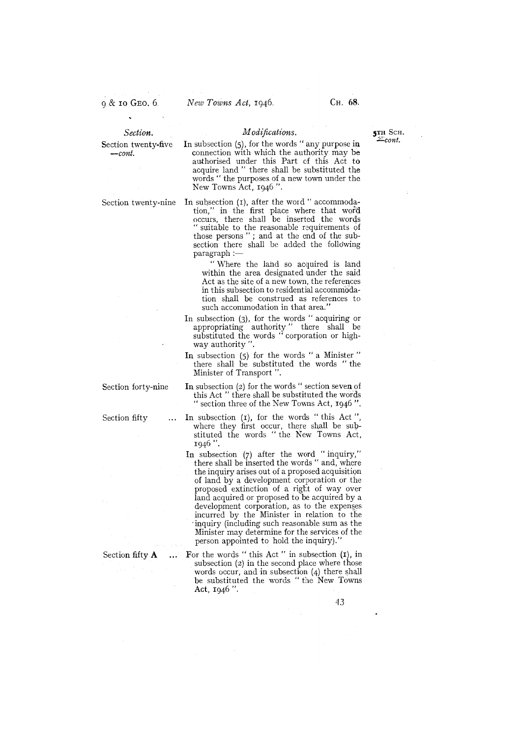| *Section.* | *Modifications.* |
|---|---|
| Section twenty-five —*cont.* | In subsection (5), for the words " any purpose in connection with which the authority may be authorised under this Part of this Act to acquire land " there shall be substituted the words " the purposes of a new town under the New Towns Act, 1946 ". |
| Section twenty-nine | In subsection (1), after the word " accommodation," in the first place where that word occurs, there shall be inserted the words " suitable to the reasonable requirements of those persons " ; and at the end of the subsection there shall be added the following paragraph :— " Where the land so acquired is land within the area designated under the said Act as the site of a new town, the references in this subsection to residential accommodation shall be construed as references to such accommodation in that area." |
| | In subsection (3), for the words " acquiring or appropriating authority " there shall be substituted the words " corporation or highway authority ". |
| | In subsection (5) for the words " a Minister " there shall be substituted the words " the Minister of Transport ". |
| Section forty-nine | In subsection (2) for the words " section seven of this Act " there shall be substituted the words " section three of the New Towns Act, 1946 ". |
| Section fifty ... | In subsection (1), for the words " this Act ", where they first occur, there shall be substituted the words " the New Towns Act, 1946 ". |
| | In subsection (7) after the word " inquiry," there shall be inserted the words " and, where the inquiry arises out of a proposed acquisition of land by a development corporation or the proposed extinction of a right of way over land acquired or proposed to be acquired by a development corporation, as to the expenses incurred by the Minister in relation to the inquiry (including such reasonable sum as the Minister may determine for the services of the person appointed to hold the inquiry)." |
| Section fifty **A** ... | For the words " this Act " in subsection (1), in subsection (2) in the second place where those words occur, and in subsection (4) there shall be substituted the words " the New Towns Act, 1946 ". |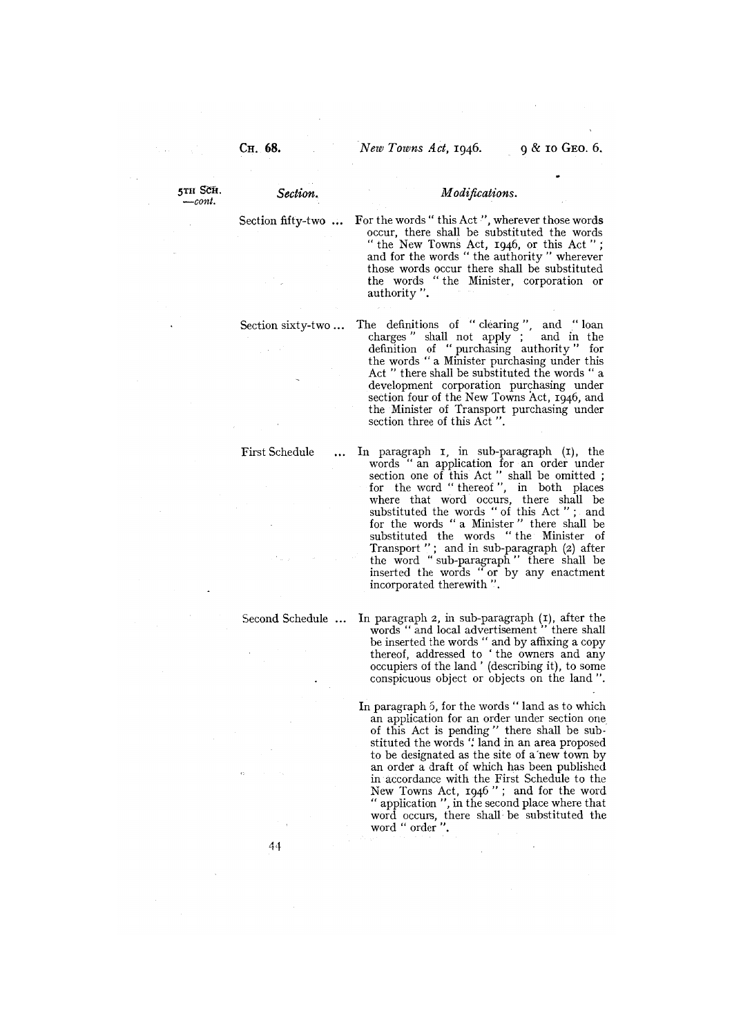5TH SCH. —cont.

| *Section.* | *Modifications.* |
|---|---|
| Section fifty-two ... | For the words " this Act ", wherever those words occur, there shall be substituted the words " the New Towns Act, 1946, or this Act "; and for the words " the authority " wherever those words occur there shall be substituted the words " the Minister, corporation or authority ". |
| Section sixty-two ... | The definitions of " clearing ", and " loan charges " shall not apply ; and in the definition of " purchasing authority " for the words " a Minister purchasing under this Act " there shall be substituted the words " a development corporation purchasing under section four of the New Towns Act, 1946, and the Minister of Transport purchasing under section three of this Act ". |
| First Schedule ... | In paragraph 1, in sub-paragraph (1), the words " an application for an order under section one of this Act " shall be omitted ; for the word " thereof ", in both places where that word occurs, there shall be substituted the words " of this Act " ; and for the words " a Minister " there shall be substituted the words " the Minister of Transport " ; and in sub-paragraph (2) after the word " sub-paragraph " there shall be inserted the words " or by any enactment incorporated therewith ". |
| Second Schedule ... | In paragraph 2, in sub-paragraph (1), after the words " and local advertisement " there shall be inserted the words " and by affixing a copy thereof, addressed to ' the owners and any occupiers of the land ' (describing it), to some conspicuous object or objects on the land ". |
| | In paragraph 5, for the words " land as to which an application for an order under section one of this Act is pending " there shall be substituted the words " land in an area proposed to be designated as the site of a new town by an order a draft of which has been published in accordance with the First Schedule to the New Towns Act, 1946 " ; and for the word " application ", in the second place where that word occurs, there shall be substituted the word " order ". |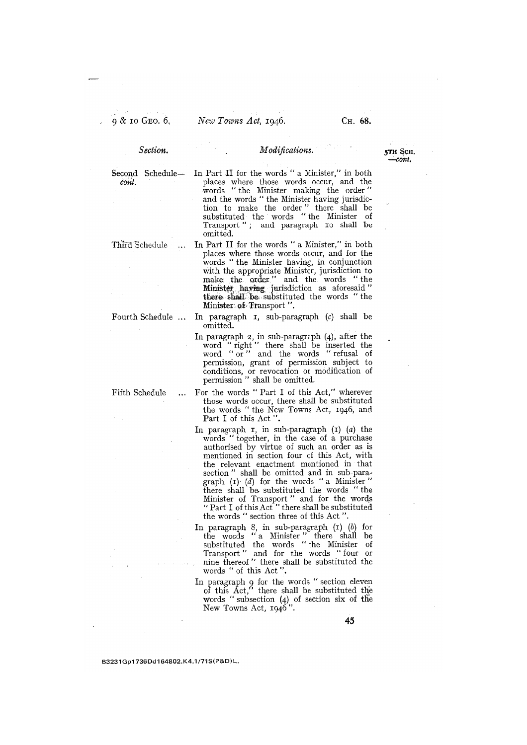| Section. | Modifications. |
|---|---|
| Second Schedule—*cont.* | In Part II for the words " a Minister," in both places where those words occur, and the words " the Minister making the order " and the words " the Minister having jurisdiction to make the order " there shall be substituted the words " the Minister of Transport " ; and paragraph 10 shall be omitted. |
| Third Schedule ... | In Part II for the words " a Minister," in both places where those words occur, and for the words " the Minister having, in conjunction with the appropriate Minister, jurisdiction to make the order " and the words " the Minister having jurisdiction as aforesaid " there shall be substituted the words " the Minister of Transport ". |
| Fourth Schedule ... | In paragraph 1, sub-paragraph (*c*) shall be omitted. |
| | In paragraph 2, in sub-paragraph (4), after the word " right " there shall be inserted the word " or " and the words " refusal of permission, grant of permission subject to conditions, or revocation or modification of permission " shall be omitted. |
| Fifth Schedule ... | For the words " Part I of this Act," wherever those words occur, there shall be substituted the words " the New Towns Act, 1946, and Part I of this Act ". |
| | In paragraph 1, in sub-paragraph (1) (*a*) the words " together, in the case of a purchase authorised by virtue of such an order as is mentioned in section four of this Act, with the relevant enactment mentioned in that section " shall be omitted and in sub-paragraph (1) (*d*) for the words " a Minister " there shall be substituted the words " the Minister of Transport " and for the words " Part I of this Act " there shall be substituted the words " section three of this Act ". |
| | In paragraph 8, in sub-paragraph (1) (*b*) for the words " a Minister " there shall be substituted the words " the Minister of Transport " and for the words " four or nine thereof " there shall be substituted the words " of this Act ". |
| | In paragraph 9 for the words " section eleven of this Act," there shall be substituted the words " subsection (4) of section six of the New Towns Act, 1946 ". |

B3231Gp1736Dd164802.K4.1/71S(P&D)L.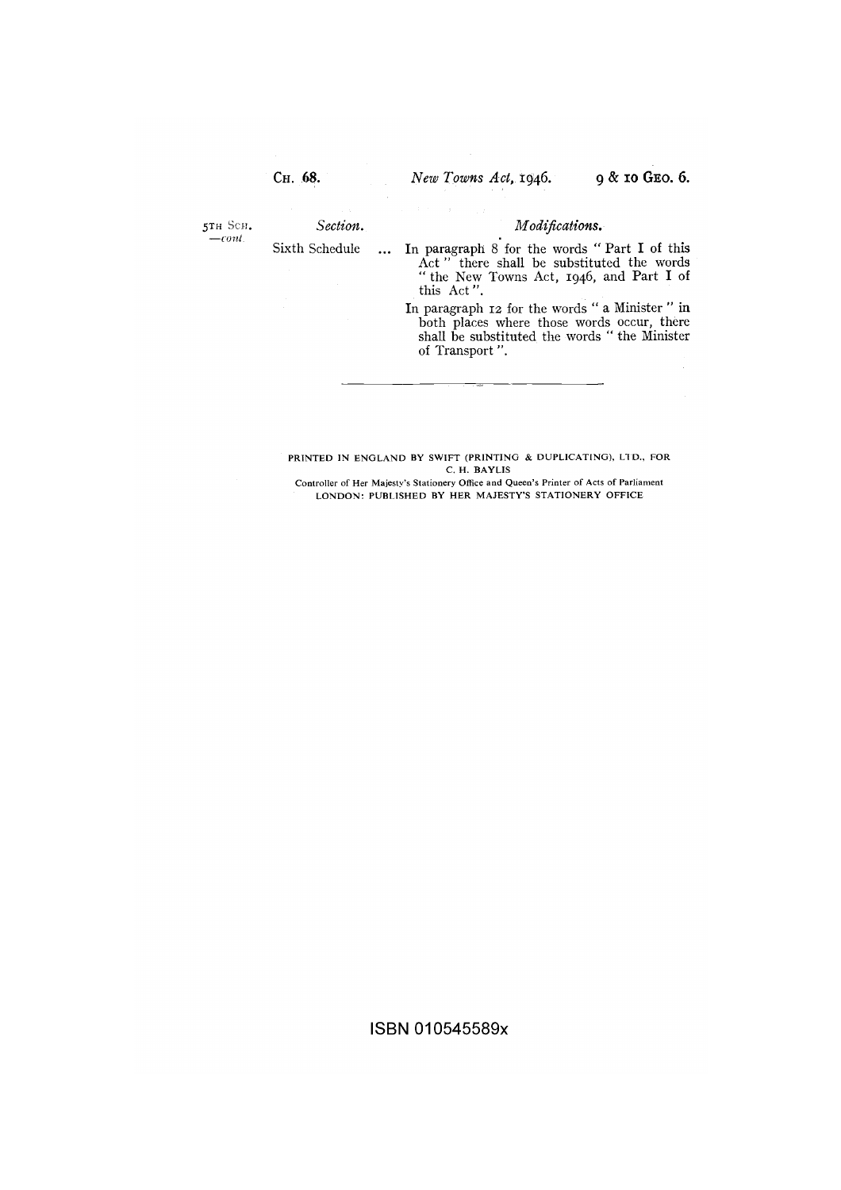5TH SCH. —*cont.*

| *Section.* | *Modifications.* |
| --- | --- |
| Sixth Schedule ... | In paragraph 8 for the words " Part I of this Act " there shall be substituted the words " the New Towns Act, 1946, and Part I of this Act ". |
| | In paragraph 12 for the words " a Minister " in both places where those words occur, there shall be substituted the words " the Minister of Transport ". |

---

PRINTED IN ENGLAND BY SWIFT (PRINTING & DUPLICATING), LTD., FOR C. H. BAYLIS

Controller of Her Majesty's Stationery Office and Queen's Printer of Acts of Parliament

LONDON: PUBLISHED BY HER MAJESTY'S STATIONERY OFFICE

ISBN 010545589x